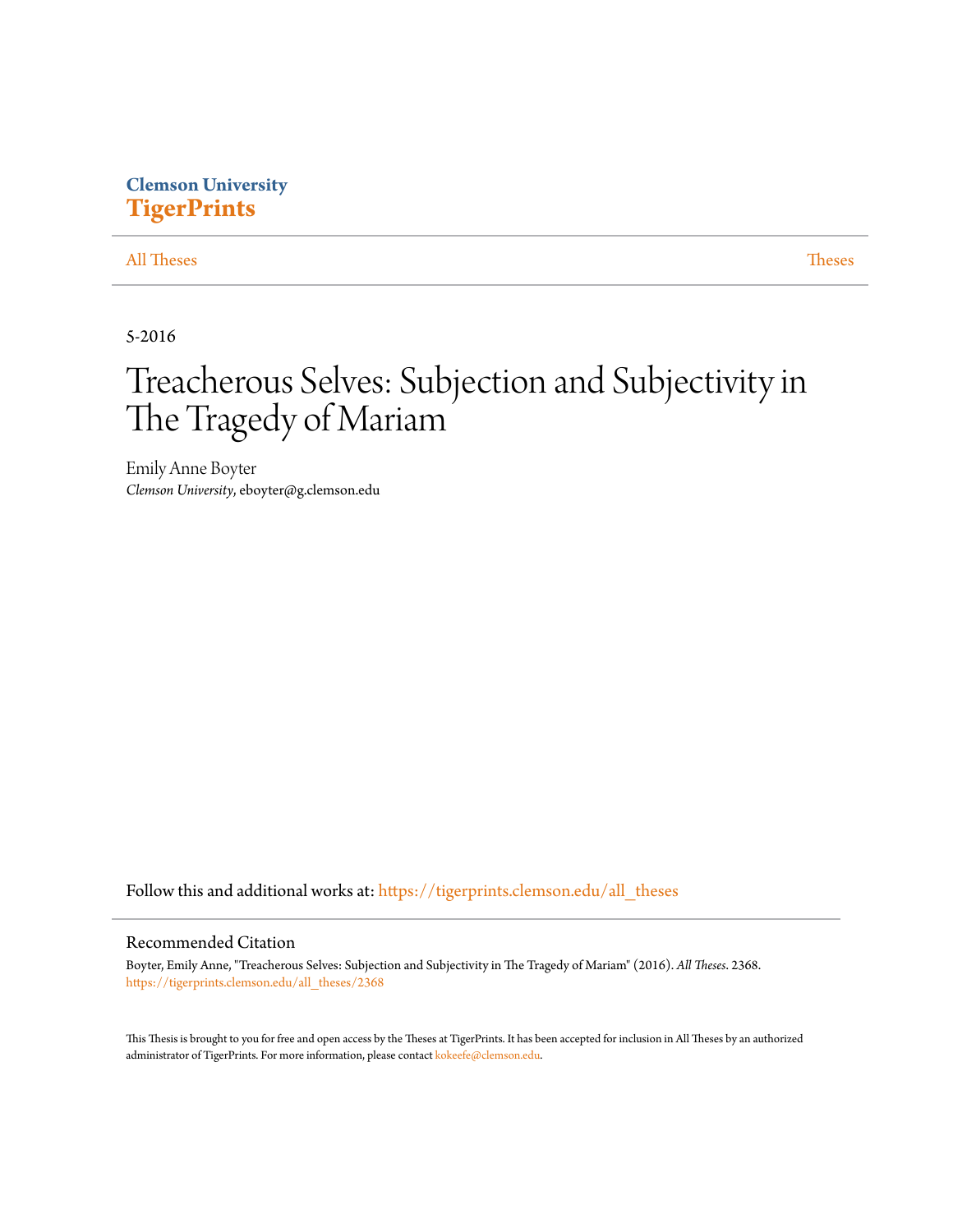Clemson University
**TigerPrints**

All Theses | Theses

5-2016

# Treacherous Selves: Subjection and Subjectivity in The Tragedy of Mariam

Emily Anne Boyter
*Clemson University*, eboyter@g.clemson.edu

Follow this and additional works at: https://tigerprints.clemson.edu/all_theses

## Recommended Citation

Boyter, Emily Anne, "Treacherous Selves: Subjection and Subjectivity in The Tragedy of Mariam" (2016). *All Theses*. 2368.
https://tigerprints.clemson.edu/all_theses/2368

This Thesis is brought to you for free and open access by the Theses at TigerPrints. It has been accepted for inclusion in All Theses by an authorized administrator of TigerPrints. For more information, please contact kokeefe@clemson.edu.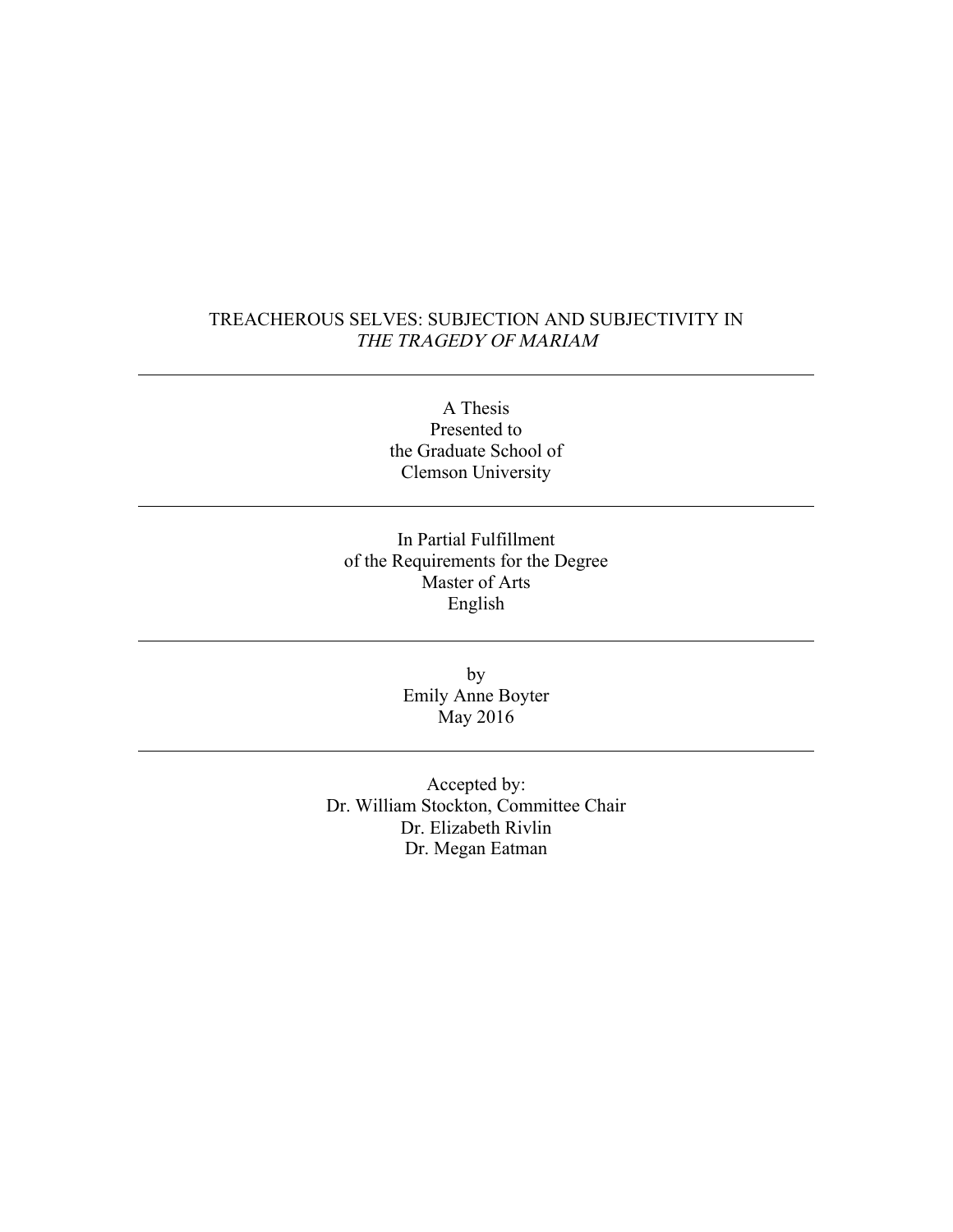TREACHEROUS SELVES: SUBJECTION AND SUBJECTIVITY IN
*THE TRAGEDY OF MARIAM*

---

A Thesis
Presented to
the Graduate School of
Clemson University

---

In Partial Fulfillment
of the Requirements for the Degree
Master of Arts
English

---

by
Emily Anne Boyter
May 2016

---

Accepted by:
Dr. William Stockton, Committee Chair
Dr. Elizabeth Rivlin
Dr. Megan Eatman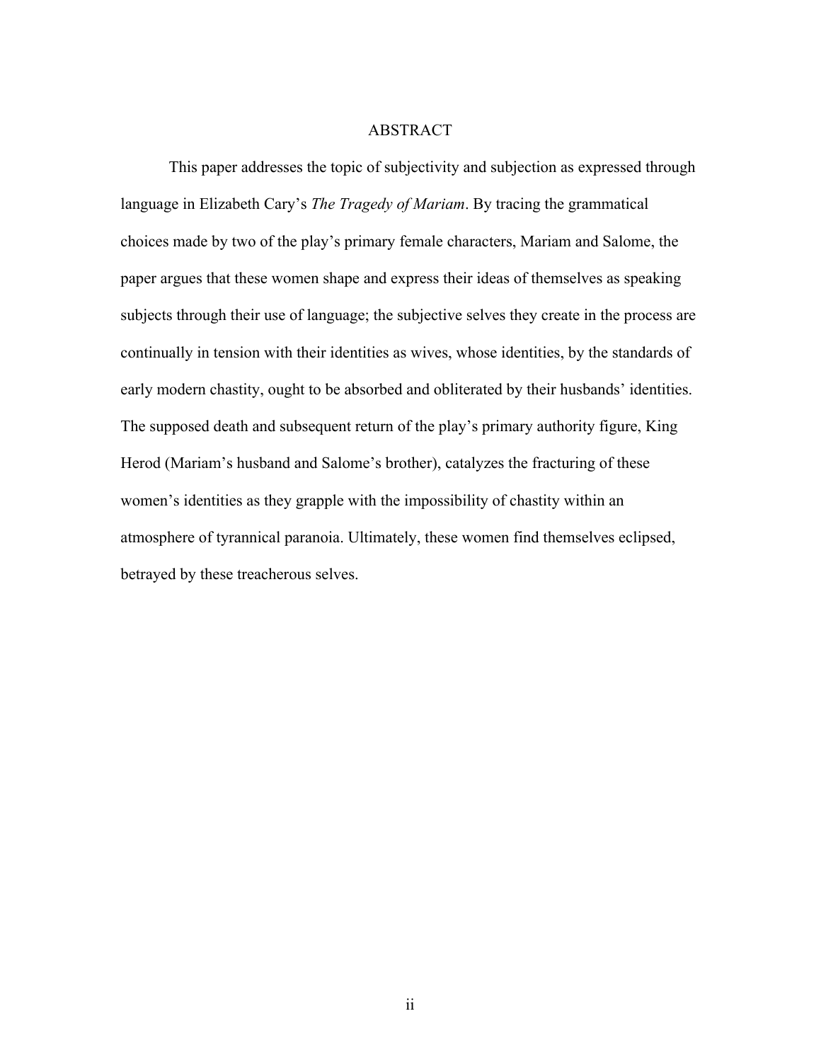# ABSTRACT

This paper addresses the topic of subjectivity and subjection as expressed through language in Elizabeth Cary's *The Tragedy of Mariam*. By tracing the grammatical choices made by two of the play's primary female characters, Mariam and Salome, the paper argues that these women shape and express their ideas of themselves as speaking subjects through their use of language; the subjective selves they create in the process are continually in tension with their identities as wives, whose identities, by the standards of early modern chastity, ought to be absorbed and obliterated by their husbands' identities. The supposed death and subsequent return of the play's primary authority figure, King Herod (Mariam's husband and Salome's brother), catalyzes the fracturing of these women's identities as they grapple with the impossibility of chastity within an atmosphere of tyrannical paranoia. Ultimately, these women find themselves eclipsed, betrayed by these treacherous selves.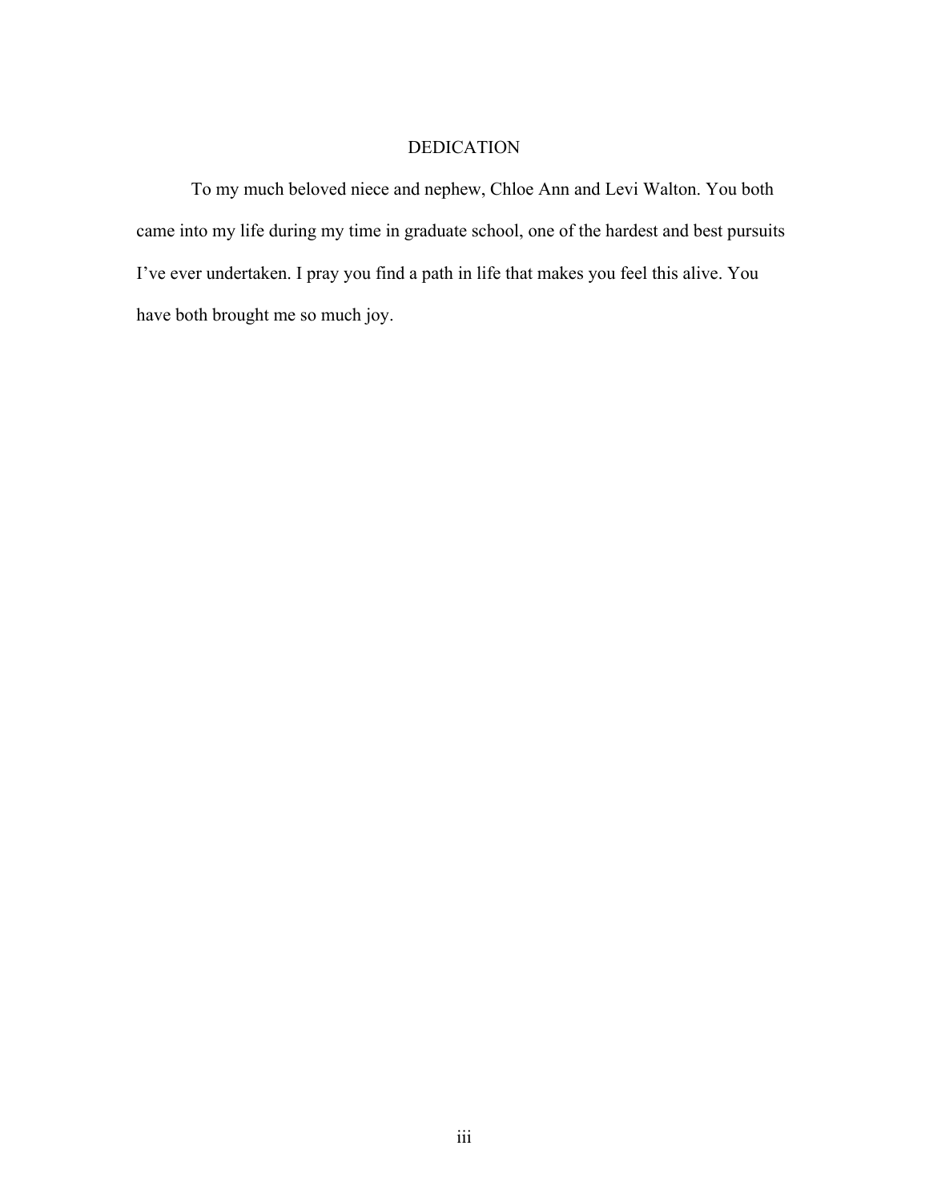# DEDICATION

To my much beloved niece and nephew, Chloe Ann and Levi Walton. You both came into my life during my time in graduate school, one of the hardest and best pursuits I've ever undertaken. I pray you find a path in life that makes you feel this alive. You have both brought me so much joy.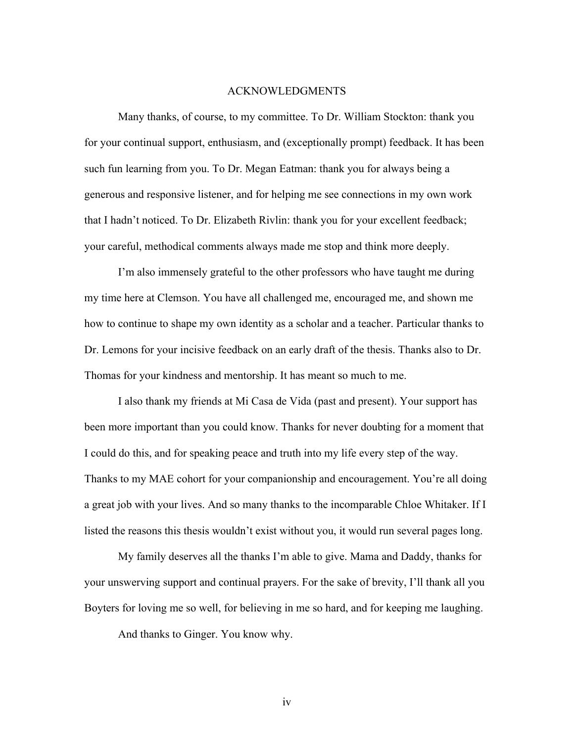# ACKNOWLEDGMENTS

Many thanks, of course, to my committee. To Dr. William Stockton: thank you for your continual support, enthusiasm, and (exceptionally prompt) feedback. It has been such fun learning from you. To Dr. Megan Eatman: thank you for always being a generous and responsive listener, and for helping me see connections in my own work that I hadn't noticed. To Dr. Elizabeth Rivlin: thank you for your excellent feedback; your careful, methodical comments always made me stop and think more deeply.

I'm also immensely grateful to the other professors who have taught me during my time here at Clemson. You have all challenged me, encouraged me, and shown me how to continue to shape my own identity as a scholar and a teacher. Particular thanks to Dr. Lemons for your incisive feedback on an early draft of the thesis. Thanks also to Dr. Thomas for your kindness and mentorship. It has meant so much to me.

I also thank my friends at Mi Casa de Vida (past and present). Your support has been more important than you could know. Thanks for never doubting for a moment that I could do this, and for speaking peace and truth into my life every step of the way. Thanks to my MAE cohort for your companionship and encouragement. You're all doing a great job with your lives. And so many thanks to the incomparable Chloe Whitaker. If I listed the reasons this thesis wouldn't exist without you, it would run several pages long.

My family deserves all the thanks I'm able to give. Mama and Daddy, thanks for your unswerving support and continual prayers. For the sake of brevity, I'll thank all you Boyters for loving me so well, for believing in me so hard, and for keeping me laughing.

And thanks to Ginger. You know why.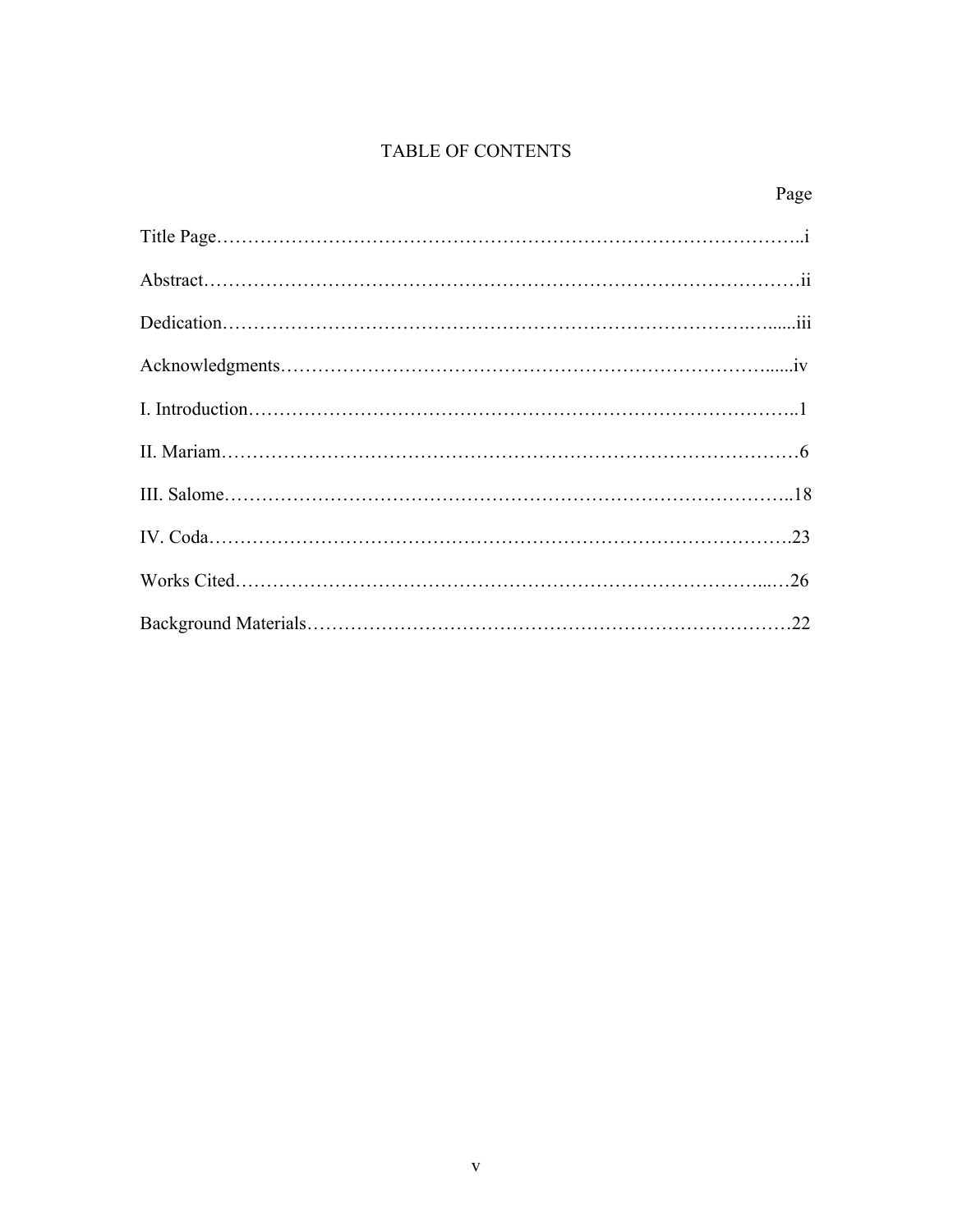# TABLE OF CONTENTS

| | Page |
|---|---|
| Title Page | i |
| Abstract | ii |
| Dedication | iii |
| Acknowledgments | iv |
| I. Introduction | 1 |
| II. Mariam | 6 |
| III. Salome | 18 |
| IV. Coda | 23 |
| Works Cited | 26 |
| Background Materials | 22 |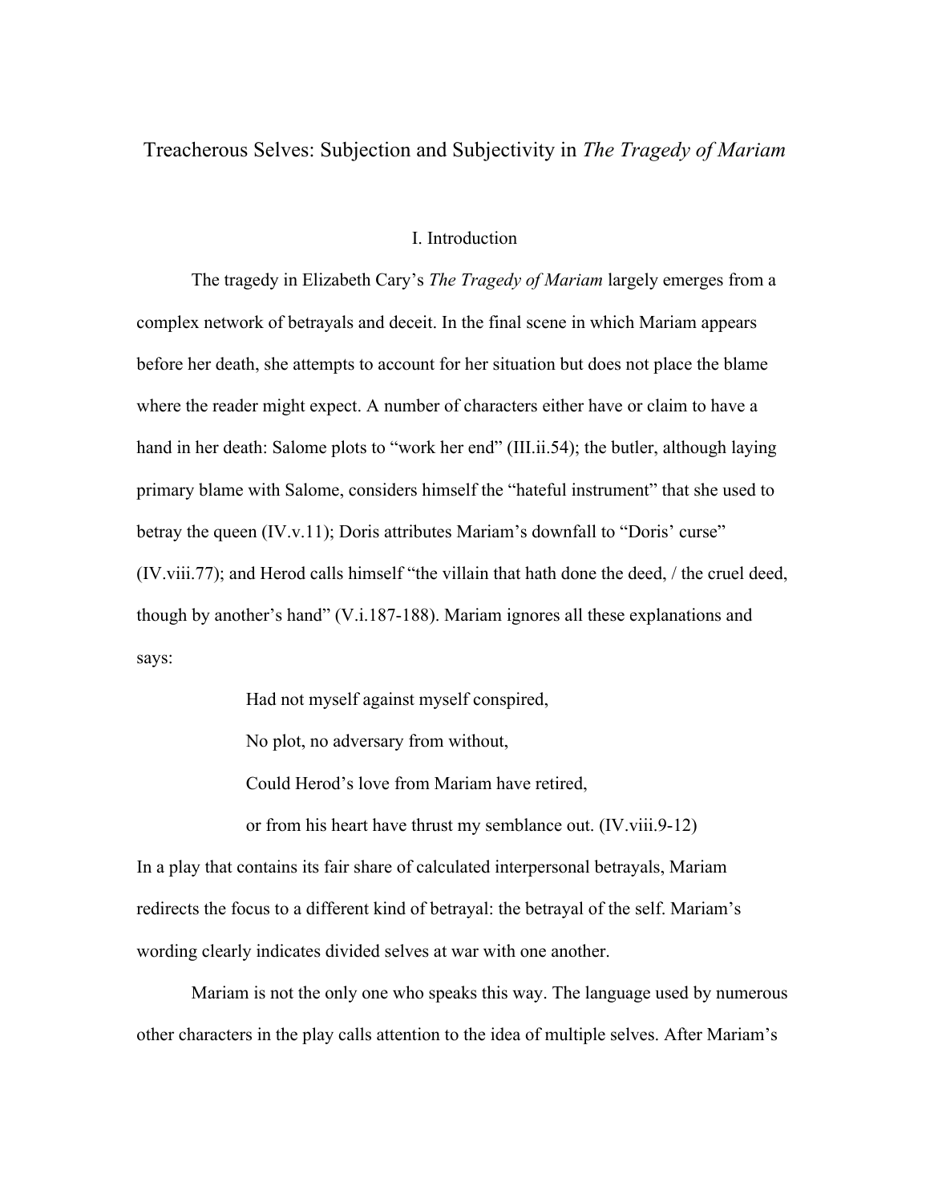# Treacherous Selves: Subjection and Subjectivity in *The Tragedy of Mariam*

## I. Introduction

The tragedy in Elizabeth Cary's *The Tragedy of Mariam* largely emerges from a complex network of betrayals and deceit. In the final scene in which Mariam appears before her death, she attempts to account for her situation but does not place the blame where the reader might expect. A number of characters either have or claim to have a hand in her death: Salome plots to "work her end" (III.ii.54); the butler, although laying primary blame with Salome, considers himself the "hateful instrument" that she used to betray the queen (IV.v.11); Doris attributes Mariam's downfall to "Doris' curse" (IV.viii.77); and Herod calls himself "the villain that hath done the deed, / the cruel deed, though by another's hand" (V.i.187-188). Mariam ignores all these explanations and says:

> Had not myself against myself conspired,
>
> No plot, no adversary from without,
>
> Could Herod's love from Mariam have retired,
>
> or from his heart have thrust my semblance out. (IV.viii.9-12)

In a play that contains its fair share of calculated interpersonal betrayals, Mariam redirects the focus to a different kind of betrayal: the betrayal of the self. Mariam's wording clearly indicates divided selves at war with one another.

Mariam is not the only one who speaks this way. The language used by numerous other characters in the play calls attention to the idea of multiple selves. After Mariam's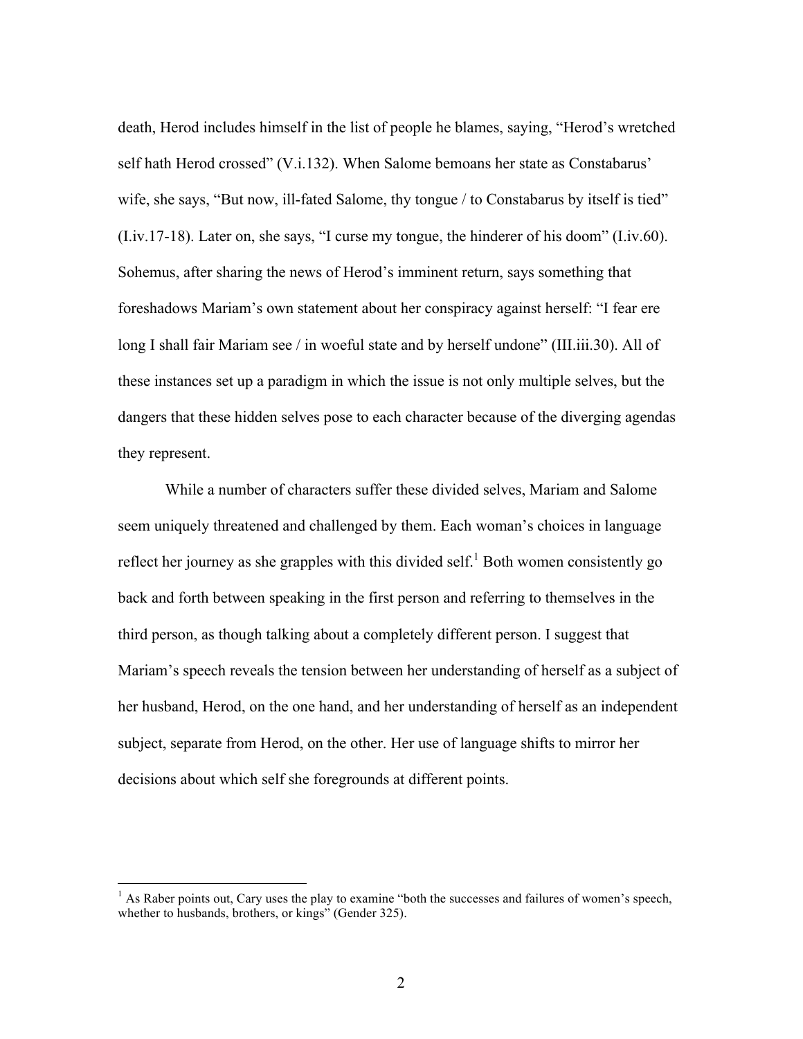death, Herod includes himself in the list of people he blames, saying, "Herod's wretched self hath Herod crossed" (V.i.132). When Salome bemoans her state as Constabarus' wife, she says, "But now, ill-fated Salome, thy tongue / to Constabarus by itself is tied" (I.iv.17-18). Later on, she says, "I curse my tongue, the hinderer of his doom" (I.iv.60). Sohemus, after sharing the news of Herod's imminent return, says something that foreshadows Mariam's own statement about her conspiracy against herself: "I fear ere long I shall fair Mariam see / in woeful state and by herself undone" (III.iii.30). All of these instances set up a paradigm in which the issue is not only multiple selves, but the dangers that these hidden selves pose to each character because of the diverging agendas they represent.

While a number of characters suffer these divided selves, Mariam and Salome seem uniquely threatened and challenged by them. Each woman's choices in language reflect her journey as she grapples with this divided self.[1] Both women consistently go back and forth between speaking in the first person and referring to themselves in the third person, as though talking about a completely different person. I suggest that Mariam's speech reveals the tension between her understanding of herself as a subject of her husband, Herod, on the one hand, and her understanding of herself as an independent subject, separate from Herod, on the other. Her use of language shifts to mirror her decisions about which self she foregrounds at different points.

---

[1] As Raber points out, Cary uses the play to examine "both the successes and failures of women's speech, whether to husbands, brothers, or kings" (Gender 325).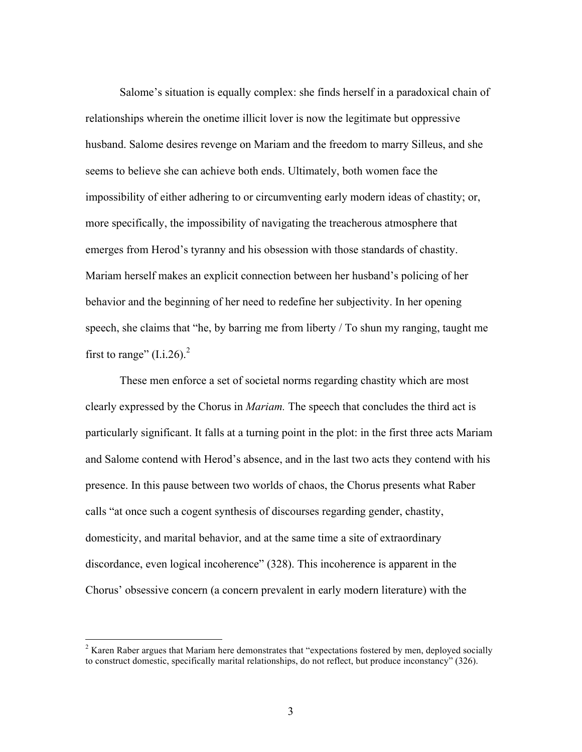Salome's situation is equally complex: she finds herself in a paradoxical chain of relationships wherein the onetime illicit lover is now the legitimate but oppressive husband. Salome desires revenge on Mariam and the freedom to marry Silleus, and she seems to believe she can achieve both ends. Ultimately, both women face the impossibility of either adhering to or circumventing early modern ideas of chastity; or, more specifically, the impossibility of navigating the treacherous atmosphere that emerges from Herod's tyranny and his obsession with those standards of chastity. Mariam herself makes an explicit connection between her husband's policing of her behavior and the beginning of her need to redefine her subjectivity. In her opening speech, she claims that "he, by barring me from liberty / To shun my ranging, taught me first to range" (I.i.26).[2]

These men enforce a set of societal norms regarding chastity which are most clearly expressed by the Chorus in *Mariam.* The speech that concludes the third act is particularly significant. It falls at a turning point in the plot: in the first three acts Mariam and Salome contend with Herod's absence, and in the last two acts they contend with his presence. In this pause between two worlds of chaos, the Chorus presents what Raber calls "at once such a cogent synthesis of discourses regarding gender, chastity, domesticity, and marital behavior, and at the same time a site of extraordinary discordance, even logical incoherence" (328). This incoherence is apparent in the Chorus' obsessive concern (a concern prevalent in early modern literature) with the

[2] Karen Raber argues that Mariam here demonstrates that "expectations fostered by men, deployed socially to construct domestic, specifically marital relationships, do not reflect, but produce inconstancy" (326).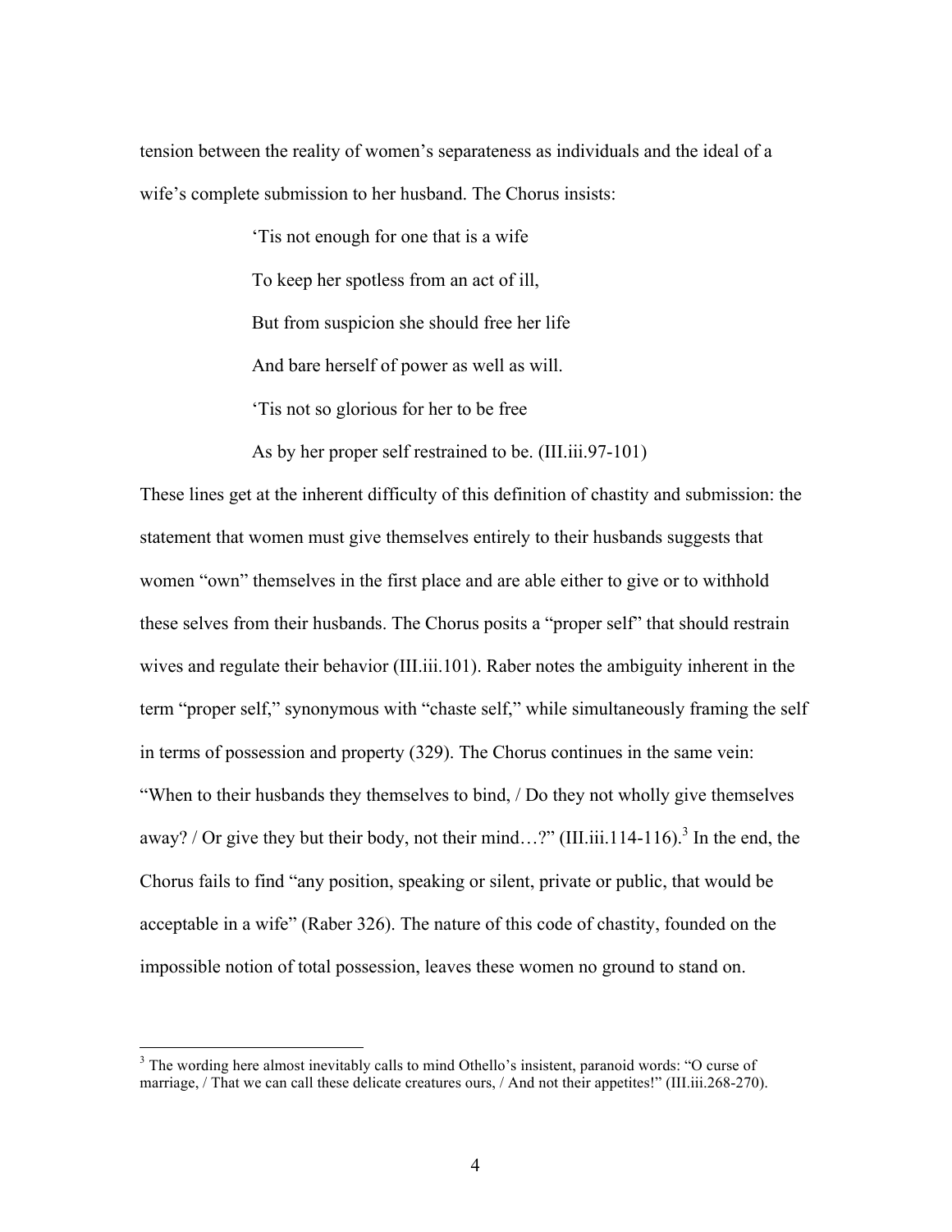tension between the reality of women's separateness as individuals and the ideal of a wife's complete submission to her husband. The Chorus insists:

> 'Tis not enough for one that is a wife
> To keep her spotless from an act of ill,
> But from suspicion she should free her life
> And bare herself of power as well as will.
> 'Tis not so glorious for her to be free
> As by her proper self restrained to be. (III.iii.97-101)

These lines get at the inherent difficulty of this definition of chastity and submission: the statement that women must give themselves entirely to their husbands suggests that women "own" themselves in the first place and are able either to give or to withhold these selves from their husbands. The Chorus posits a "proper self" that should restrain wives and regulate their behavior (III.iii.101). Raber notes the ambiguity inherent in the term "proper self," synonymous with "chaste self," while simultaneously framing the self in terms of possession and property (329). The Chorus continues in the same vein: "When to their husbands they themselves to bind, / Do they not wholly give themselves away? / Or give they but their body, not their mind…?" (III.iii.114-116).[3] In the end, the Chorus fails to find "any position, speaking or silent, private or public, that would be acceptable in a wife" (Raber 326). The nature of this code of chastity, founded on the impossible notion of total possession, leaves these women no ground to stand on.

---

[3] The wording here almost inevitably calls to mind Othello's insistent, paranoid words: "O curse of marriage, / That we can call these delicate creatures ours, / And not their appetites!" (III.iii.268-270).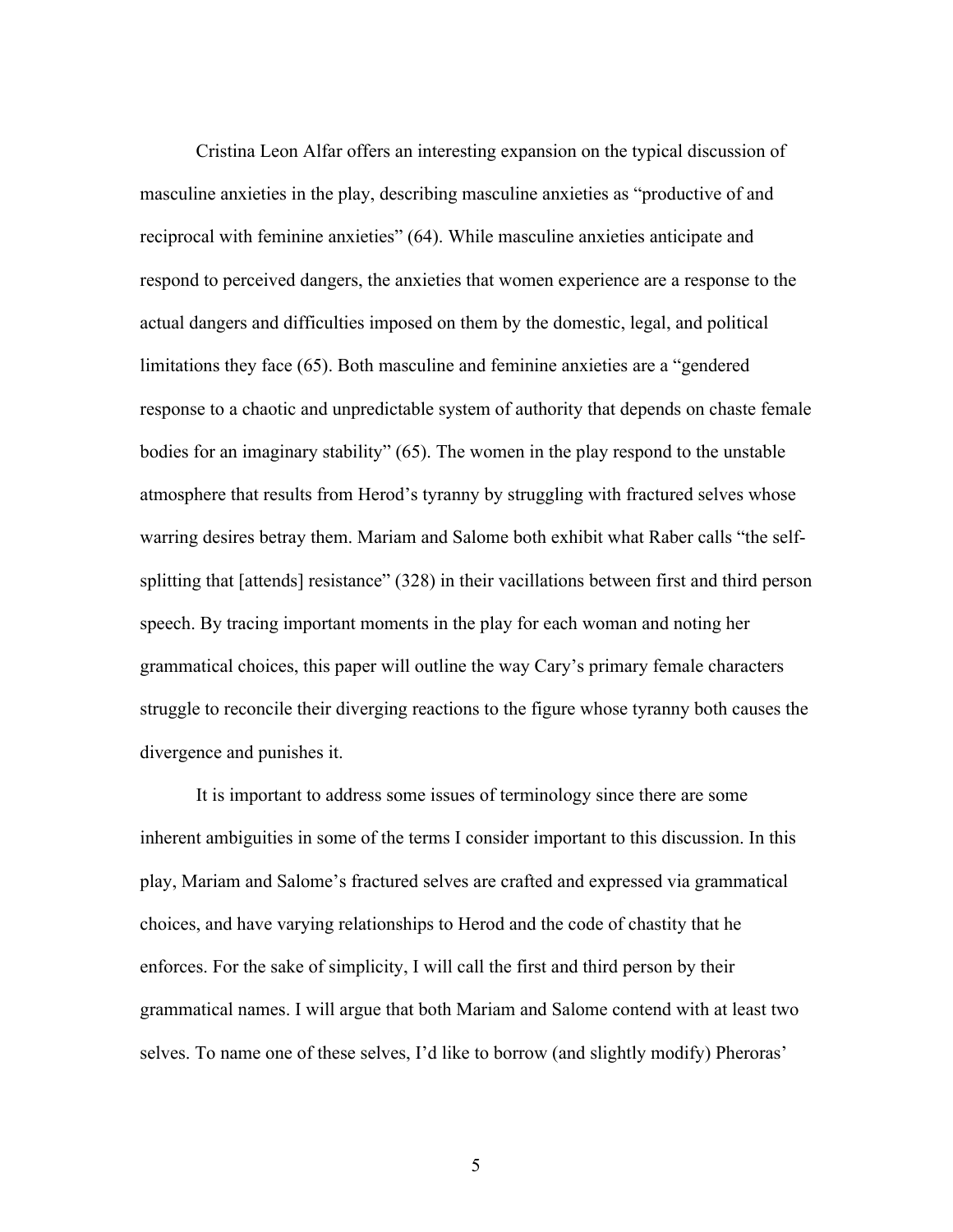Cristina Leon Alfar offers an interesting expansion on the typical discussion of masculine anxieties in the play, describing masculine anxieties as "productive of and reciprocal with feminine anxieties" (64). While masculine anxieties anticipate and respond to perceived dangers, the anxieties that women experience are a response to the actual dangers and difficulties imposed on them by the domestic, legal, and political limitations they face (65). Both masculine and feminine anxieties are a "gendered response to a chaotic and unpredictable system of authority that depends on chaste female bodies for an imaginary stability" (65). The women in the play respond to the unstable atmosphere that results from Herod's tyranny by struggling with fractured selves whose warring desires betray them. Mariam and Salome both exhibit what Raber calls "the self-splitting that [attends] resistance" (328) in their vacillations between first and third person speech. By tracing important moments in the play for each woman and noting her grammatical choices, this paper will outline the way Cary's primary female characters struggle to reconcile their diverging reactions to the figure whose tyranny both causes the divergence and punishes it.

It is important to address some issues of terminology since there are some inherent ambiguities in some of the terms I consider important to this discussion. In this play, Mariam and Salome's fractured selves are crafted and expressed via grammatical choices, and have varying relationships to Herod and the code of chastity that he enforces. For the sake of simplicity, I will call the first and third person by their grammatical names. I will argue that both Mariam and Salome contend with at least two selves. To name one of these selves, I'd like to borrow (and slightly modify) Pheroras'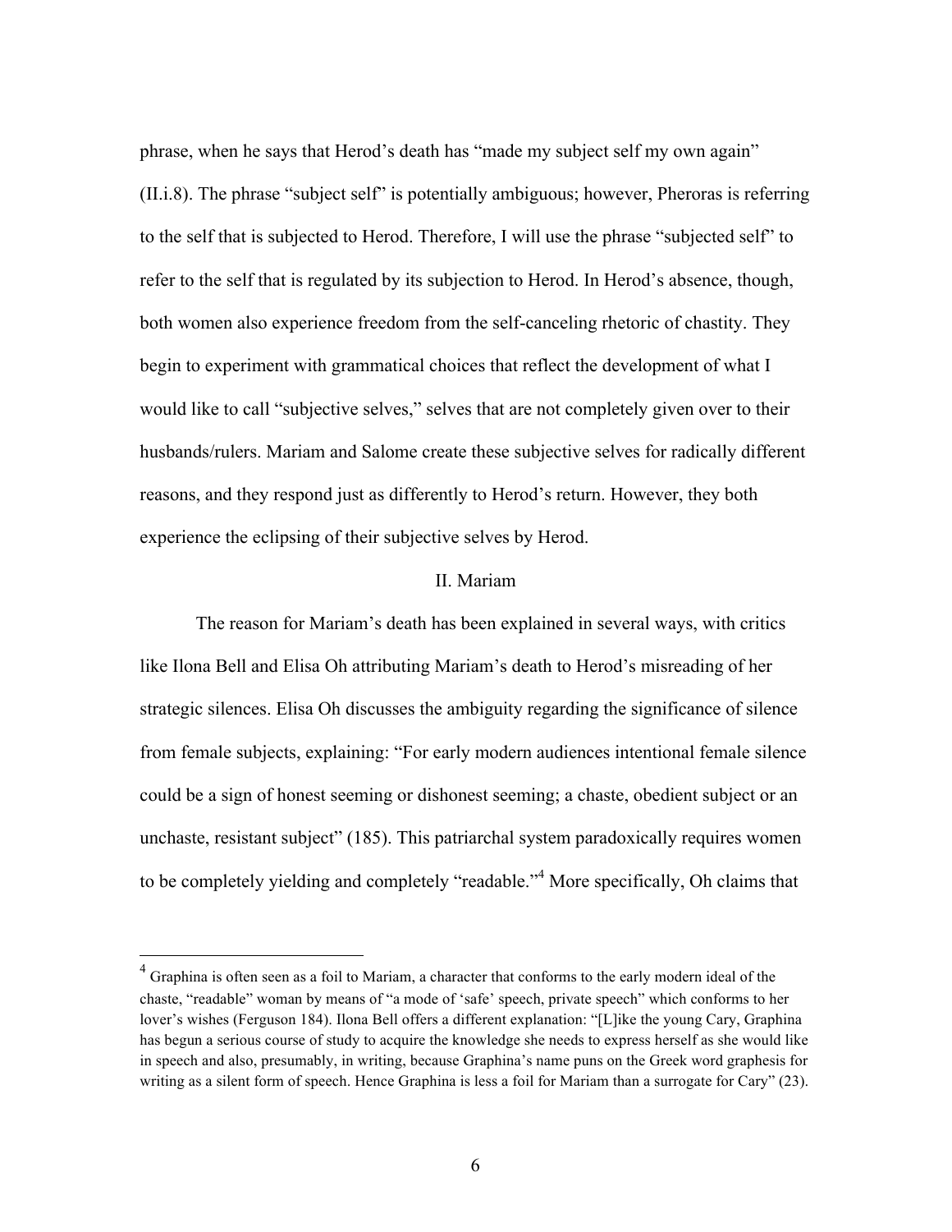phrase, when he says that Herod's death has "made my subject self my own again" (II.i.8). The phrase "subject self" is potentially ambiguous; however, Pheroras is referring to the self that is subjected to Herod. Therefore, I will use the phrase "subjected self" to refer to the self that is regulated by its subjection to Herod. In Herod's absence, though, both women also experience freedom from the self-canceling rhetoric of chastity. They begin to experiment with grammatical choices that reflect the development of what I would like to call "subjective selves," selves that are not completely given over to their husbands/rulers. Mariam and Salome create these subjective selves for radically different reasons, and they respond just as differently to Herod's return. However, they both experience the eclipsing of their subjective selves by Herod.

## II. Mariam

The reason for Mariam's death has been explained in several ways, with critics like Ilona Bell and Elisa Oh attributing Mariam's death to Herod's misreading of her strategic silences. Elisa Oh discusses the ambiguity regarding the significance of silence from female subjects, explaining: "For early modern audiences intentional female silence could be a sign of honest seeming or dishonest seeming; a chaste, obedient subject or an unchaste, resistant subject" (185). This patriarchal system paradoxically requires women to be completely yielding and completely "readable."[4] More specifically, Oh claims that

---

[4] Graphina is often seen as a foil to Mariam, a character that conforms to the early modern ideal of the chaste, "readable" woman by means of "a mode of 'safe' speech, private speech" which conforms to her lover's wishes (Ferguson 184). Ilona Bell offers a different explanation: "[L]ike the young Cary, Graphina has begun a serious course of study to acquire the knowledge she needs to express herself as she would like in speech and also, presumably, in writing, because Graphina's name puns on the Greek word graphesis for writing as a silent form of speech. Hence Graphina is less a foil for Mariam than a surrogate for Cary" (23).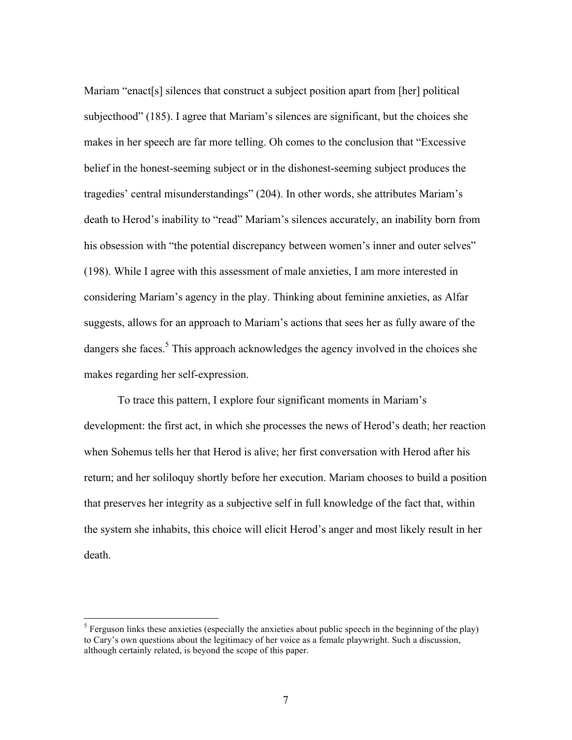Mariam "enact[s] silences that construct a subject position apart from [her] political subjecthood" (185). I agree that Mariam's silences are significant, but the choices she makes in her speech are far more telling. Oh comes to the conclusion that "Excessive belief in the honest-seeming subject or in the dishonest-seeming subject produces the tragedies' central misunderstandings" (204). In other words, she attributes Mariam's death to Herod's inability to "read" Mariam's silences accurately, an inability born from his obsession with "the potential discrepancy between women's inner and outer selves" (198). While I agree with this assessment of male anxieties, I am more interested in considering Mariam's agency in the play. Thinking about feminine anxieties, as Alfar suggests, allows for an approach to Mariam's actions that sees her as fully aware of the dangers she faces.[5] This approach acknowledges the agency involved in the choices she makes regarding her self-expression.

To trace this pattern, I explore four significant moments in Mariam's development: the first act, in which she processes the news of Herod's death; her reaction when Sohemus tells her that Herod is alive; her first conversation with Herod after his return; and her soliloquy shortly before her execution. Mariam chooses to build a position that preserves her integrity as a subjective self in full knowledge of the fact that, within the system she inhabits, this choice will elicit Herod's anger and most likely result in her death.

[5] Ferguson links these anxieties (especially the anxieties about public speech in the beginning of the play) to Cary's own questions about the legitimacy of her voice as a female playwright. Such a discussion, although certainly related, is beyond the scope of this paper.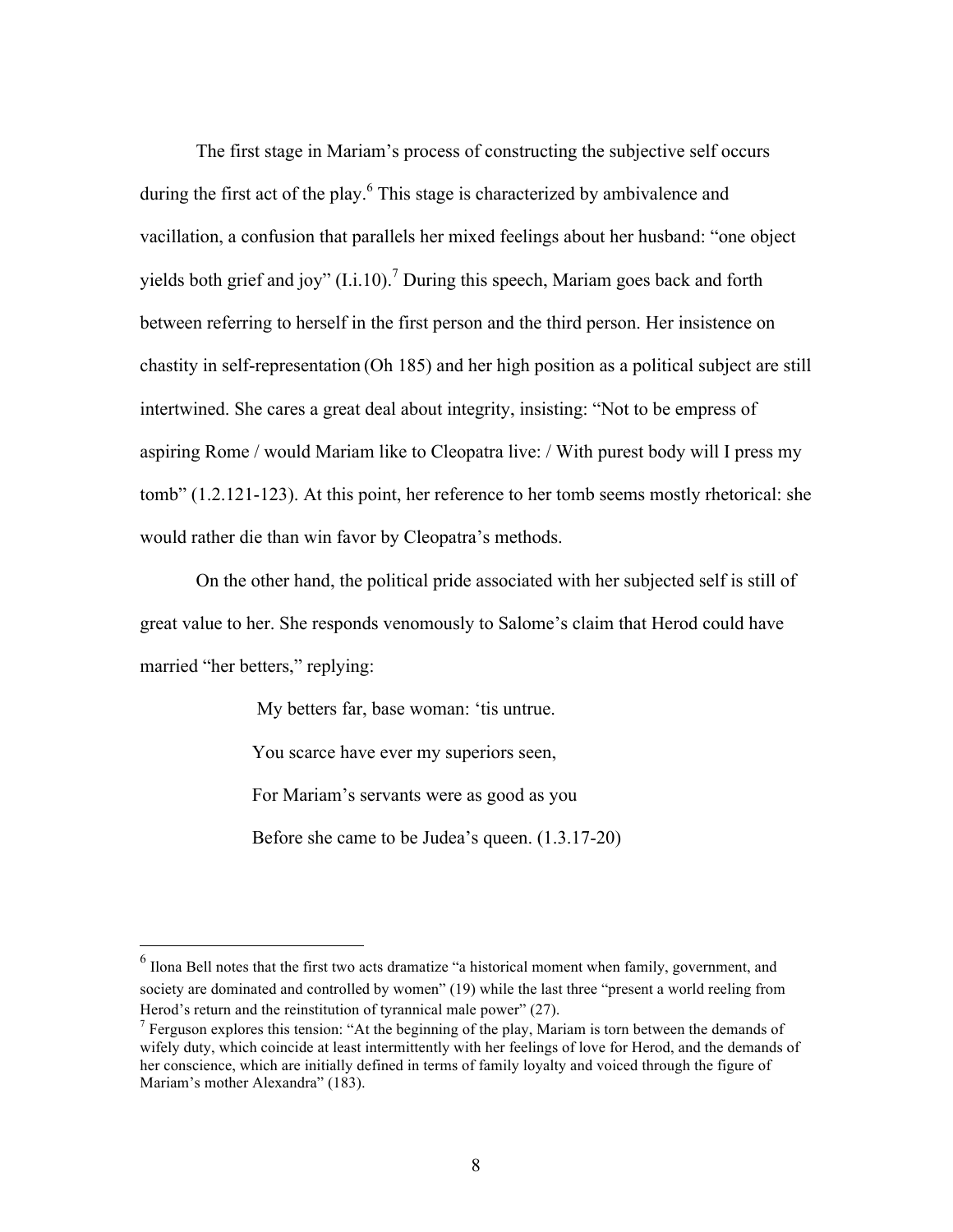The first stage in Mariam's process of constructing the subjective self occurs during the first act of the play.[6] This stage is characterized by ambivalence and vacillation, a confusion that parallels her mixed feelings about her husband: "one object yields both grief and joy" (I.i.10).[7] During this speech, Mariam goes back and forth between referring to herself in the first person and the third person. Her insistence on chastity in self-representation (Oh 185) and her high position as a political subject are still intertwined. She cares a great deal about integrity, insisting: "Not to be empress of aspiring Rome / would Mariam like to Cleopatra live: / With purest body will I press my tomb" (1.2.121-123). At this point, her reference to her tomb seems mostly rhetorical: she would rather die than win favor by Cleopatra's methods.

On the other hand, the political pride associated with her subjected self is still of great value to her. She responds venomously to Salome's claim that Herod could have married "her betters," replying:

> My betters far, base woman: 'tis untrue.
>
> You scarce have ever my superiors seen,
>
> For Mariam's servants were as good as you
>
> Before she came to be Judea's queen. (1.3.17-20)

---

[6] Ilona Bell notes that the first two acts dramatize "a historical moment when family, government, and society are dominated and controlled by women" (19) while the last three "present a world reeling from Herod's return and the reinstitution of tyrannical male power" (27).

[7] Ferguson explores this tension: "At the beginning of the play, Mariam is torn between the demands of wifely duty, which coincide at least intermittently with her feelings of love for Herod, and the demands of her conscience, which are initially defined in terms of family loyalty and voiced through the figure of Mariam's mother Alexandra" (183).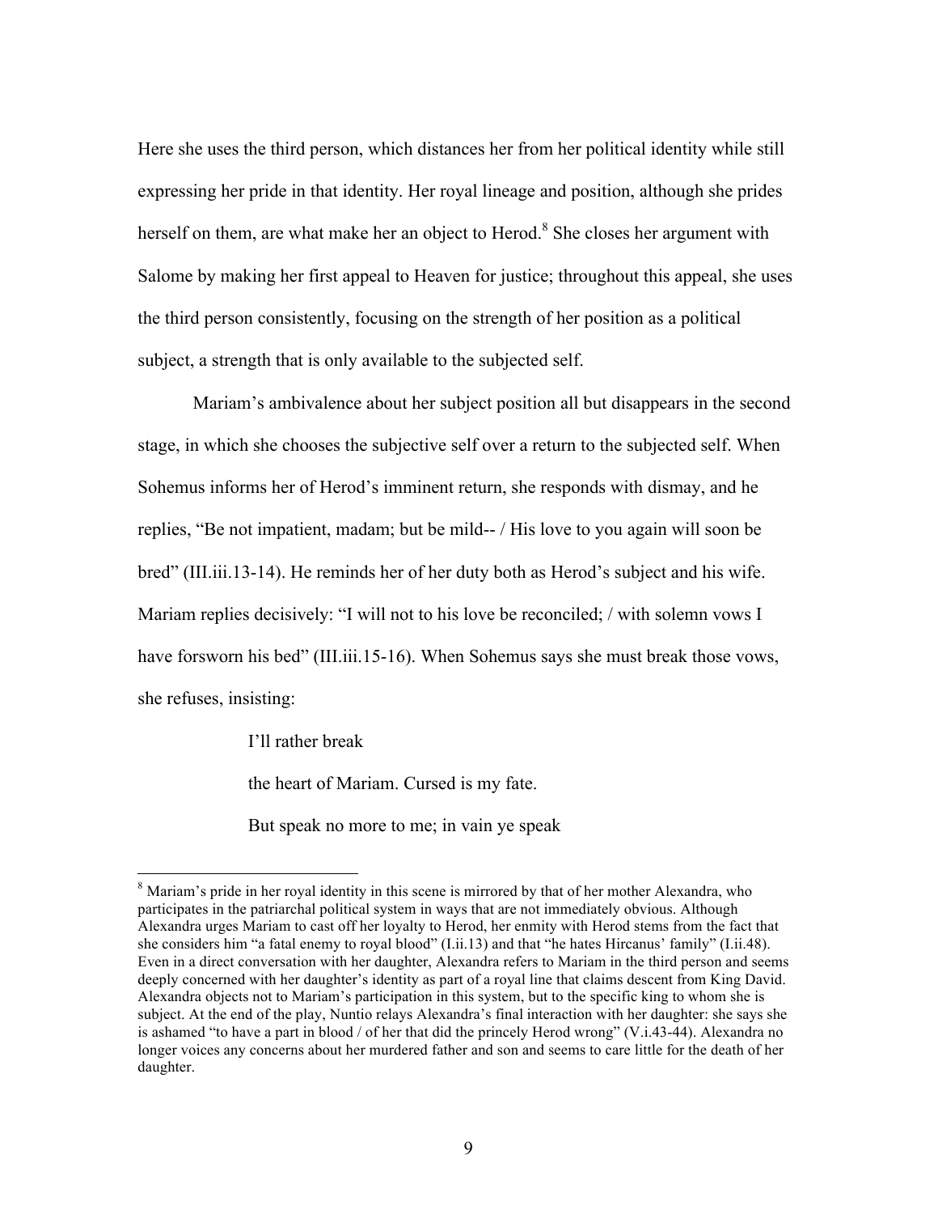Here she uses the third person, which distances her from her political identity while still expressing her pride in that identity. Her royal lineage and position, although she prides herself on them, are what make her an object to Herod.[8] She closes her argument with Salome by making her first appeal to Heaven for justice; throughout this appeal, she uses the third person consistently, focusing on the strength of her position as a political subject, a strength that is only available to the subjected self.

Mariam's ambivalence about her subject position all but disappears in the second stage, in which she chooses the subjective self over a return to the subjected self. When Sohemus informs her of Herod's imminent return, she responds with dismay, and he replies, "Be not impatient, madam; but be mild-- / His love to you again will soon be bred" (III.iii.13-14). He reminds her of her duty both as Herod's subject and his wife. Mariam replies decisively: "I will not to his love be reconciled; / with solemn vows I have forsworn his bed" (III.iii.15-16). When Sohemus says she must break those vows, she refuses, insisting:

> I'll rather break
>
> the heart of Mariam. Cursed is my fate.
>
> But speak no more to me; in vain ye speak

---

[8] Mariam's pride in her royal identity in this scene is mirrored by that of her mother Alexandra, who participates in the patriarchal political system in ways that are not immediately obvious. Although Alexandra urges Mariam to cast off her loyalty to Herod, her enmity with Herod stems from the fact that she considers him "a fatal enemy to royal blood" (I.ii.13) and that "he hates Hircanus' family" (I.ii.48). Even in a direct conversation with her daughter, Alexandra refers to Mariam in the third person and seems deeply concerned with her daughter's identity as part of a royal line that claims descent from King David. Alexandra objects not to Mariam's participation in this system, but to the specific king to whom she is subject. At the end of the play, Nuntio relays Alexandra's final interaction with her daughter: she says she is ashamed "to have a part in blood / of her that did the princely Herod wrong" (V.i.43-44). Alexandra no longer voices any concerns about her murdered father and son and seems to care little for the death of her daughter.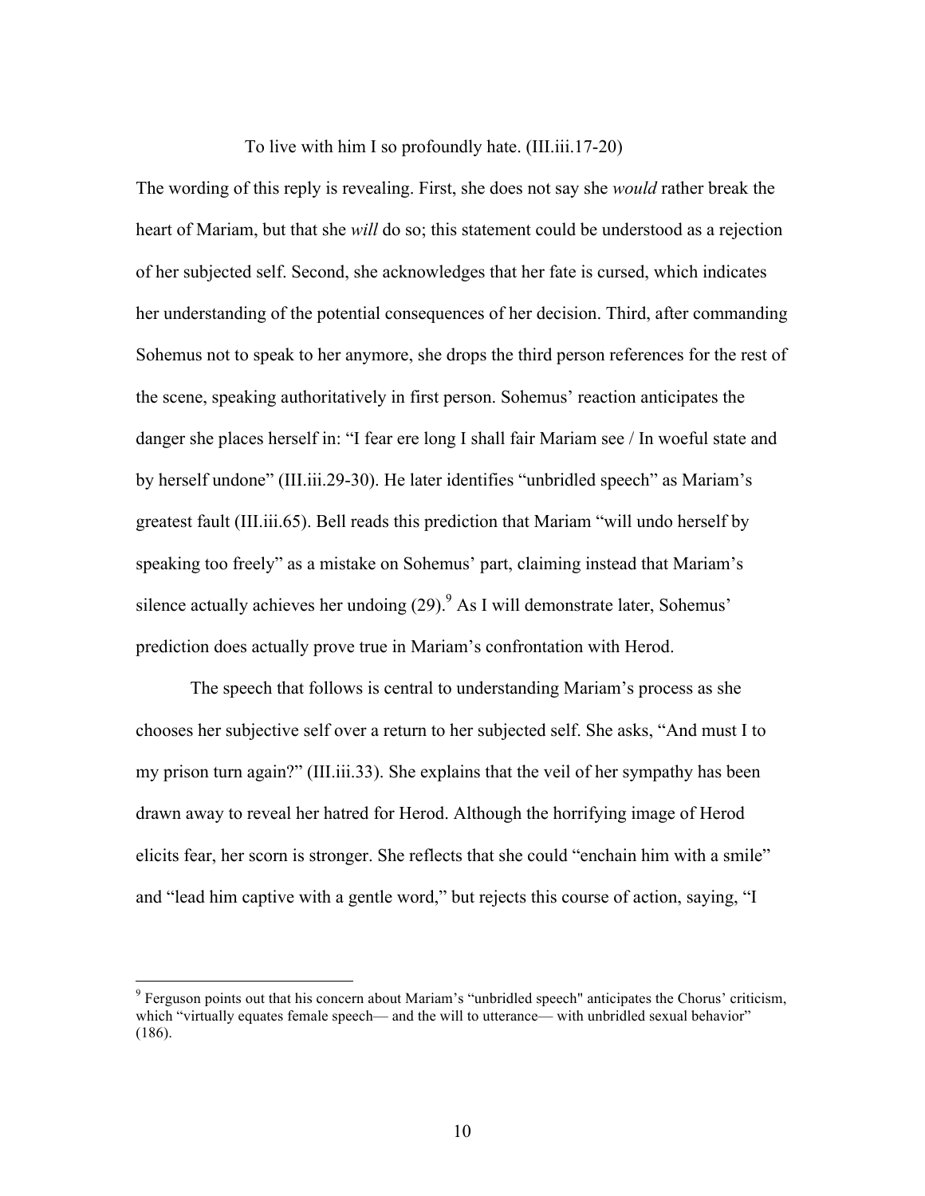To live with him I so profoundly hate. (III.iii.17-20)

The wording of this reply is revealing. First, she does not say she *would* rather break the heart of Mariam, but that she *will* do so; this statement could be understood as a rejection of her subjected self. Second, she acknowledges that her fate is cursed, which indicates her understanding of the potential consequences of her decision. Third, after commanding Sohemus not to speak to her anymore, she drops the third person references for the rest of the scene, speaking authoritatively in first person. Sohemus' reaction anticipates the danger she places herself in: "I fear ere long I shall fair Mariam see / In woeful state and by herself undone" (III.iii.29-30). He later identifies "unbridled speech" as Mariam's greatest fault (III.iii.65). Bell reads this prediction that Mariam "will undo herself by speaking too freely" as a mistake on Sohemus' part, claiming instead that Mariam's silence actually achieves her undoing (29).[9] As I will demonstrate later, Sohemus' prediction does actually prove true in Mariam's confrontation with Herod.

The speech that follows is central to understanding Mariam's process as she chooses her subjective self over a return to her subjected self. She asks, "And must I to my prison turn again?" (III.iii.33). She explains that the veil of her sympathy has been drawn away to reveal her hatred for Herod. Although the horrifying image of Herod elicits fear, her scorn is stronger. She reflects that she could "enchain him with a smile" and "lead him captive with a gentle word," but rejects this course of action, saying, "I

[9] Ferguson points out that his concern about Mariam's "unbridled speech" anticipates the Chorus' criticism, which "virtually equates female speech— and the will to utterance— with unbridled sexual behavior" (186).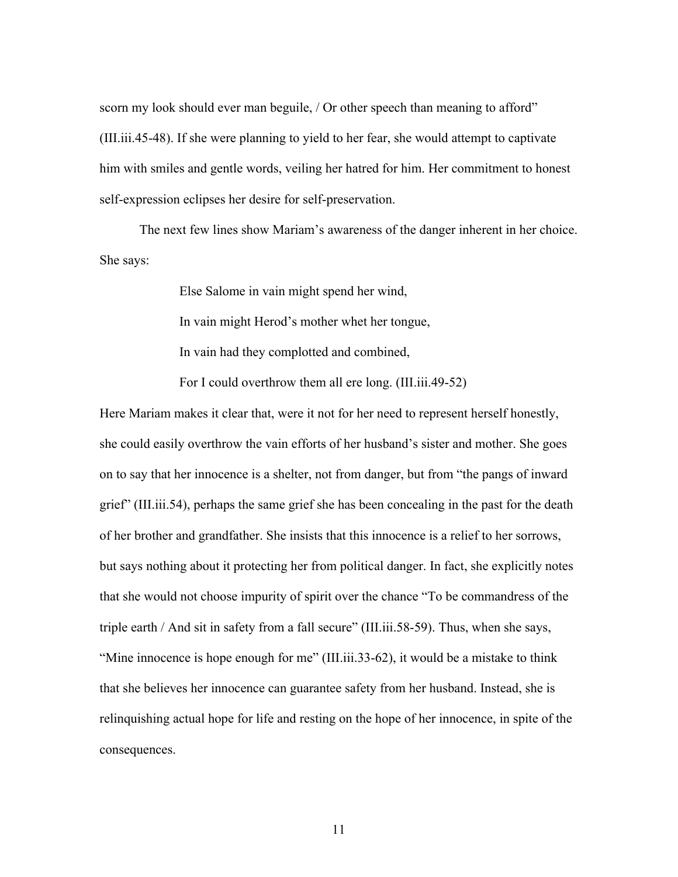scorn my look should ever man beguile, / Or other speech than meaning to afford" (III.iii.45-48). If she were planning to yield to her fear, she would attempt to captivate him with smiles and gentle words, veiling her hatred for him. Her commitment to honest self-expression eclipses her desire for self-preservation.

The next few lines show Mariam's awareness of the danger inherent in her choice. She says:

> Else Salome in vain might spend her wind,
>
> In vain might Herod's mother whet her tongue,
>
> In vain had they complotted and combined,
>
> For I could overthrow them all ere long. (III.iii.49-52)

Here Mariam makes it clear that, were it not for her need to represent herself honestly, she could easily overthrow the vain efforts of her husband's sister and mother. She goes on to say that her innocence is a shelter, not from danger, but from "the pangs of inward grief" (III.iii.54), perhaps the same grief she has been concealing in the past for the death of her brother and grandfather. She insists that this innocence is a relief to her sorrows, but says nothing about it protecting her from political danger. In fact, she explicitly notes that she would not choose impurity of spirit over the chance "To be commandress of the triple earth / And sit in safety from a fall secure" (III.iii.58-59). Thus, when she says, "Mine innocence is hope enough for me" (III.iii.33-62), it would be a mistake to think that she believes her innocence can guarantee safety from her husband. Instead, she is relinquishing actual hope for life and resting on the hope of her innocence, in spite of the consequences.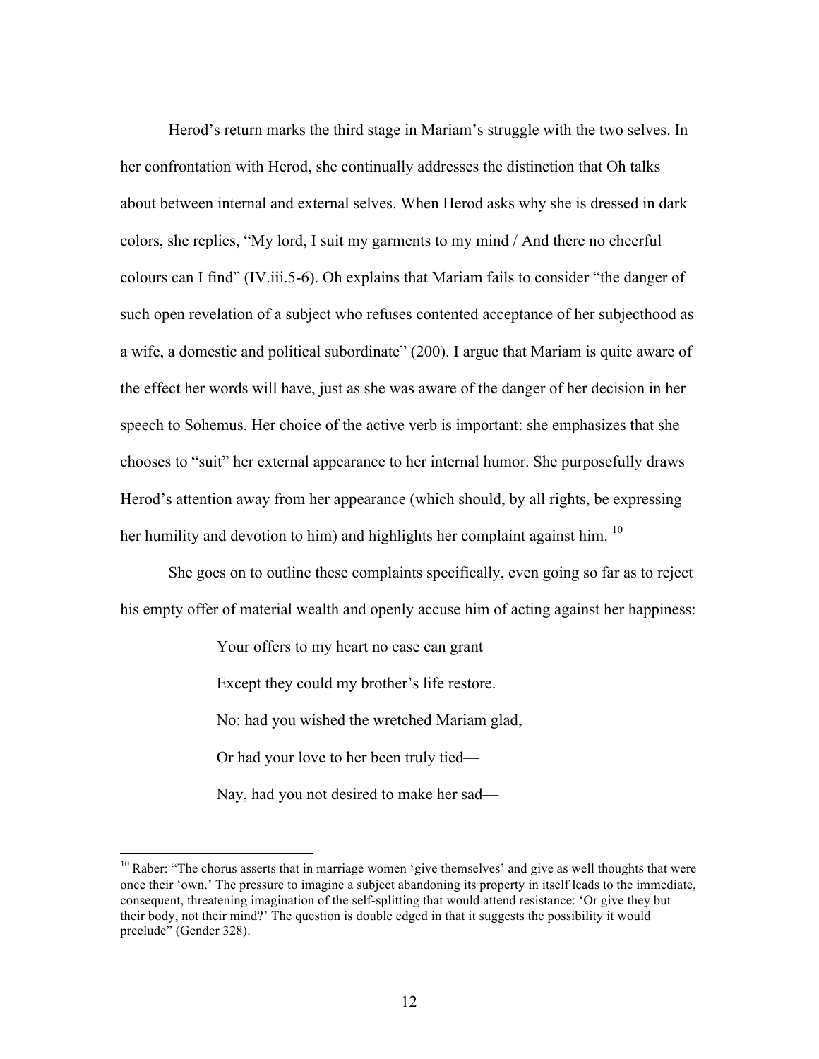Herod's return marks the third stage in Mariam's struggle with the two selves. In her confrontation with Herod, she continually addresses the distinction that Oh talks about between internal and external selves. When Herod asks why she is dressed in dark colors, she replies, "My lord, I suit my garments to my mind / And there no cheerful colours can I find" (IV.iii.5-6). Oh explains that Mariam fails to consider "the danger of such open revelation of a subject who refuses contented acceptance of her subjecthood as a wife, a domestic and political subordinate" (200). I argue that Mariam is quite aware of the effect her words will have, just as she was aware of the danger of her decision in her speech to Sohemus. Her choice of the active verb is important: she emphasizes that she chooses to "suit" her external appearance to her internal humor. She purposefully draws Herod's attention away from her appearance (which should, by all rights, be expressing her humility and devotion to him) and highlights her complaint against him. [10]

She goes on to outline these complaints specifically, even going so far as to reject his empty offer of material wealth and openly accuse him of acting against her happiness:

> Your offers to my heart no ease can grant
>
> Except they could my brother's life restore.
>
> No: had you wished the wretched Mariam glad,
>
> Or had your love to her been truly tied—
>
> Nay, had you not desired to make her sad—

---

[10] Raber: "The chorus asserts that in marriage women 'give themselves' and give as well thoughts that were once their 'own.' The pressure to imagine a subject abandoning its property in itself leads to the immediate, consequent, threatening imagination of the self-splitting that would attend resistance: 'Or give they but their body, not their mind?' The question is double edged in that it suggests the possibility it would preclude" (Gender 328).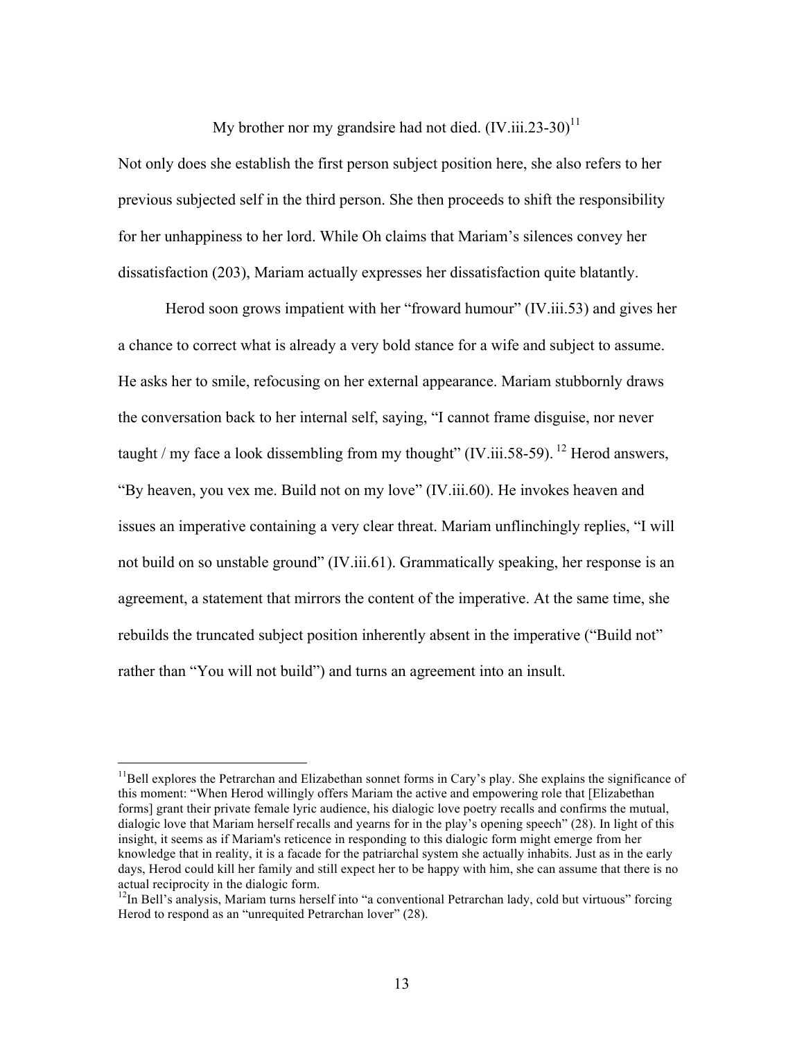My brother nor my grandsire had not died. (IV.iii.23-30)[11]

Not only does she establish the first person subject position here, she also refers to her previous subjected self in the third person. She then proceeds to shift the responsibility for her unhappiness to her lord. While Oh claims that Mariam's silences convey her dissatisfaction (203), Mariam actually expresses her dissatisfaction quite blatantly.

Herod soon grows impatient with her "froward humour" (IV.iii.53) and gives her a chance to correct what is already a very bold stance for a wife and subject to assume. He asks her to smile, refocusing on her external appearance. Mariam stubbornly draws the conversation back to her internal self, saying, "I cannot frame disguise, nor never taught / my face a look dissembling from my thought" (IV.iii.58-59). [12] Herod answers, "By heaven, you vex me. Build not on my love" (IV.iii.60). He invokes heaven and issues an imperative containing a very clear threat. Mariam unflinchingly replies, "I will not build on so unstable ground" (IV.iii.61). Grammatically speaking, her response is an agreement, a statement that mirrors the content of the imperative. At the same time, she rebuilds the truncated subject position inherently absent in the imperative ("Build not" rather than "You will not build") and turns an agreement into an insult.

---

[11]Bell explores the Petrarchan and Elizabethan sonnet forms in Cary's play. She explains the significance of this moment: "When Herod willingly offers Mariam the active and empowering role that [Elizabethan forms] grant their private female lyric audience, his dialogic love poetry recalls and confirms the mutual, dialogic love that Mariam herself recalls and yearns for in the play's opening speech" (28). In light of this insight, it seems as if Mariam's reticence in responding to this dialogic form might emerge from her knowledge that in reality, it is a facade for the patriarchal system she actually inhabits. Just as in the early days, Herod could kill her family and still expect her to be happy with him, she can assume that there is no actual reciprocity in the dialogic form.

[12]In Bell's analysis, Mariam turns herself into "a conventional Petrarchan lady, cold but virtuous" forcing Herod to respond as an "unrequited Petrarchan lover" (28).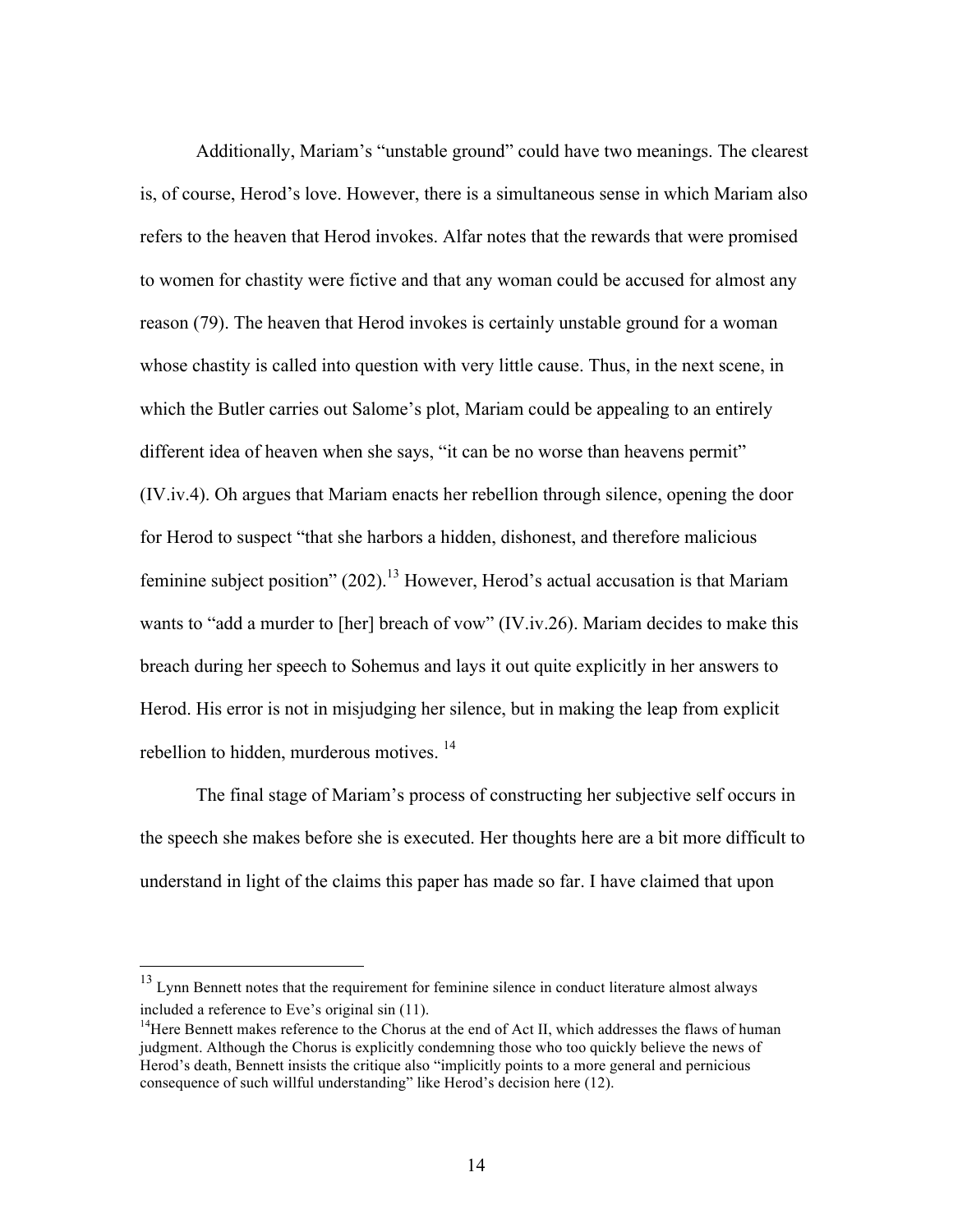Additionally, Mariam's "unstable ground" could have two meanings. The clearest is, of course, Herod's love. However, there is a simultaneous sense in which Mariam also refers to the heaven that Herod invokes. Alfar notes that the rewards that were promised to women for chastity were fictive and that any woman could be accused for almost any reason (79). The heaven that Herod invokes is certainly unstable ground for a woman whose chastity is called into question with very little cause. Thus, in the next scene, in which the Butler carries out Salome's plot, Mariam could be appealing to an entirely different idea of heaven when she says, "it can be no worse than heavens permit" (IV.iv.4). Oh argues that Mariam enacts her rebellion through silence, opening the door for Herod to suspect "that she harbors a hidden, dishonest, and therefore malicious feminine subject position" (202).[13] However, Herod's actual accusation is that Mariam wants to "add a murder to [her] breach of vow" (IV.iv.26). Mariam decides to make this breach during her speech to Sohemus and lays it out quite explicitly in her answers to Herod. His error is not in misjudging her silence, but in making the leap from explicit rebellion to hidden, murderous motives. [14]

The final stage of Mariam's process of constructing her subjective self occurs in the speech she makes before she is executed. Her thoughts here are a bit more difficult to understand in light of the claims this paper has made so far. I have claimed that upon

---

[13] Lynn Bennett notes that the requirement for feminine silence in conduct literature almost always included a reference to Eve's original sin (11).

[14] Here Bennett makes reference to the Chorus at the end of Act II, which addresses the flaws of human judgment. Although the Chorus is explicitly condemning those who too quickly believe the news of Herod's death, Bennett insists the critique also "implicitly points to a more general and pernicious consequence of such willful understanding" like Herod's decision here (12).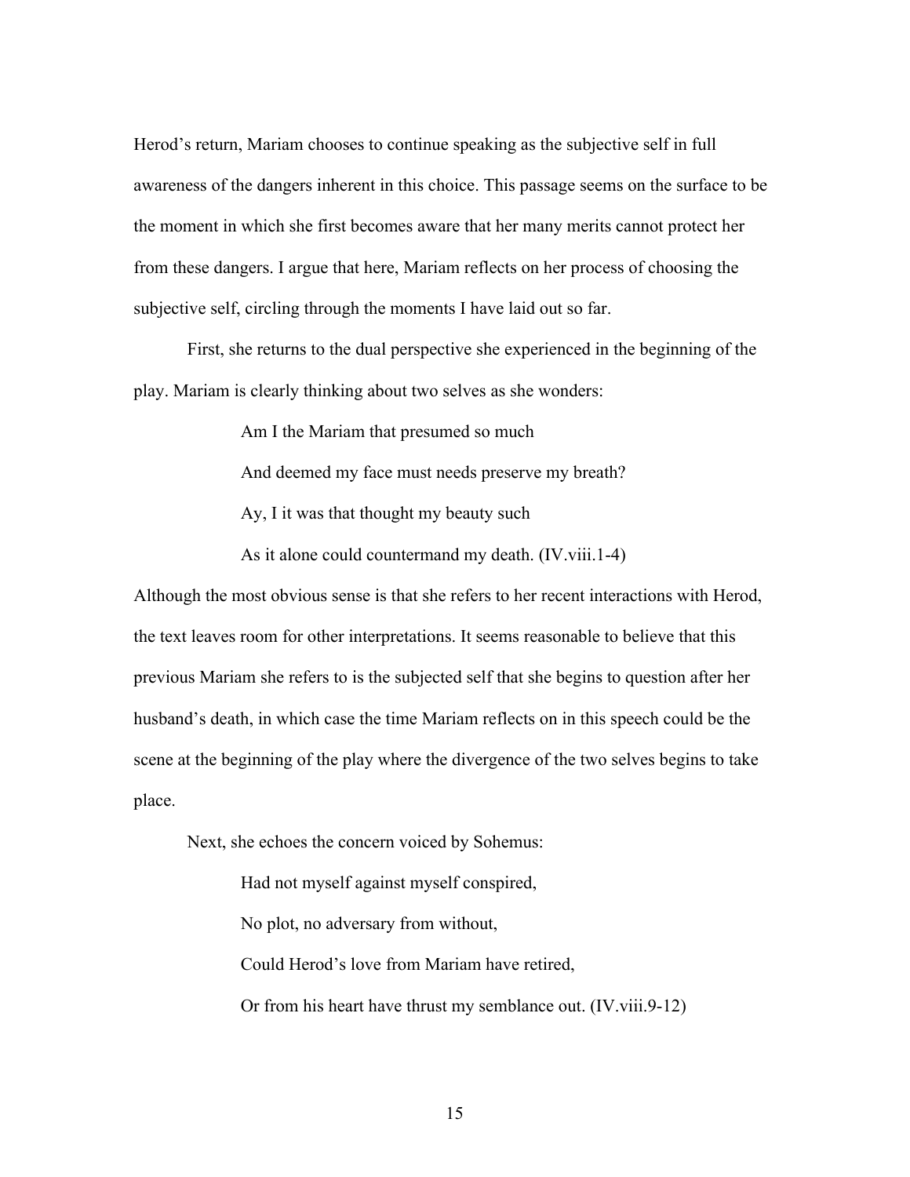Herod's return, Mariam chooses to continue speaking as the subjective self in full awareness of the dangers inherent in this choice. This passage seems on the surface to be the moment in which she first becomes aware that her many merits cannot protect her from these dangers. I argue that here, Mariam reflects on her process of choosing the subjective self, circling through the moments I have laid out so far.

First, she returns to the dual perspective she experienced in the beginning of the play. Mariam is clearly thinking about two selves as she wonders:

> Am I the Mariam that presumed so much
>
> And deemed my face must needs preserve my breath?
>
> Ay, I it was that thought my beauty such
>
> As it alone could countermand my death. (IV.viii.1-4)

Although the most obvious sense is that she refers to her recent interactions with Herod, the text leaves room for other interpretations. It seems reasonable to believe that this previous Mariam she refers to is the subjected self that she begins to question after her husband's death, in which case the time Mariam reflects on in this speech could be the scene at the beginning of the play where the divergence of the two selves begins to take place.

Next, she echoes the concern voiced by Sohemus:

> Had not myself against myself conspired,
>
> No plot, no adversary from without,
>
> Could Herod's love from Mariam have retired,
>
> Or from his heart have thrust my semblance out. (IV.viii.9-12)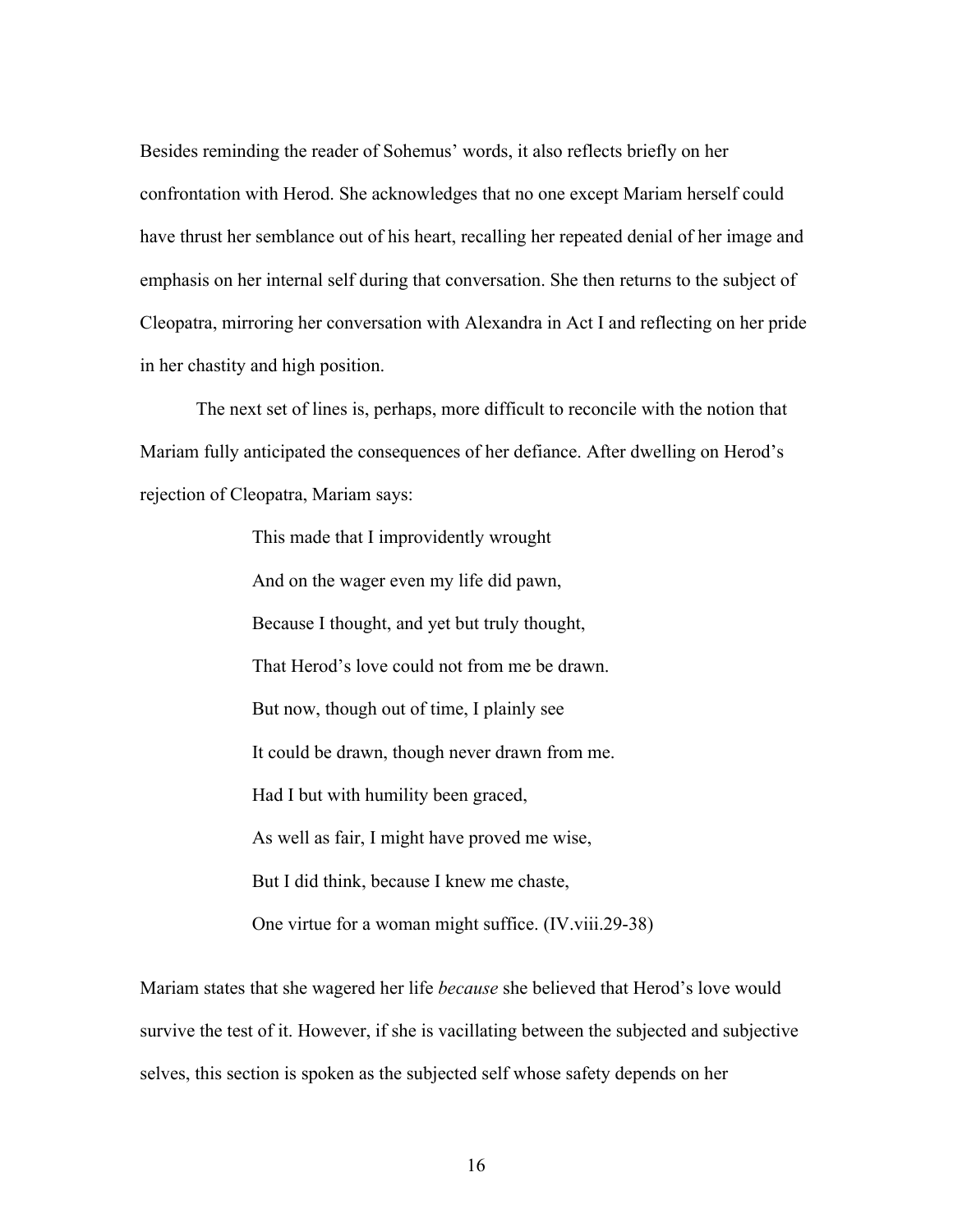Besides reminding the reader of Sohemus' words, it also reflects briefly on her confrontation with Herod. She acknowledges that no one except Mariam herself could have thrust her semblance out of his heart, recalling her repeated denial of her image and emphasis on her internal self during that conversation. She then returns to the subject of Cleopatra, mirroring her conversation with Alexandra in Act I and reflecting on her pride in her chastity and high position.

The next set of lines is, perhaps, more difficult to reconcile with the notion that Mariam fully anticipated the consequences of her defiance. After dwelling on Herod's rejection of Cleopatra, Mariam says:

> This made that I improvidently wrought
> And on the wager even my life did pawn,
> Because I thought, and yet but truly thought,
> That Herod's love could not from me be drawn.
> But now, though out of time, I plainly see
> It could be drawn, though never drawn from me.
> Had I but with humility been graced,
> As well as fair, I might have proved me wise,
> But I did think, because I knew me chaste,
> One virtue for a woman might suffice. (IV.viii.29-38)

Mariam states that she wagered her life *because* she believed that Herod's love would survive the test of it. However, if she is vacillating between the subjected and subjective selves, this section is spoken as the subjected self whose safety depends on her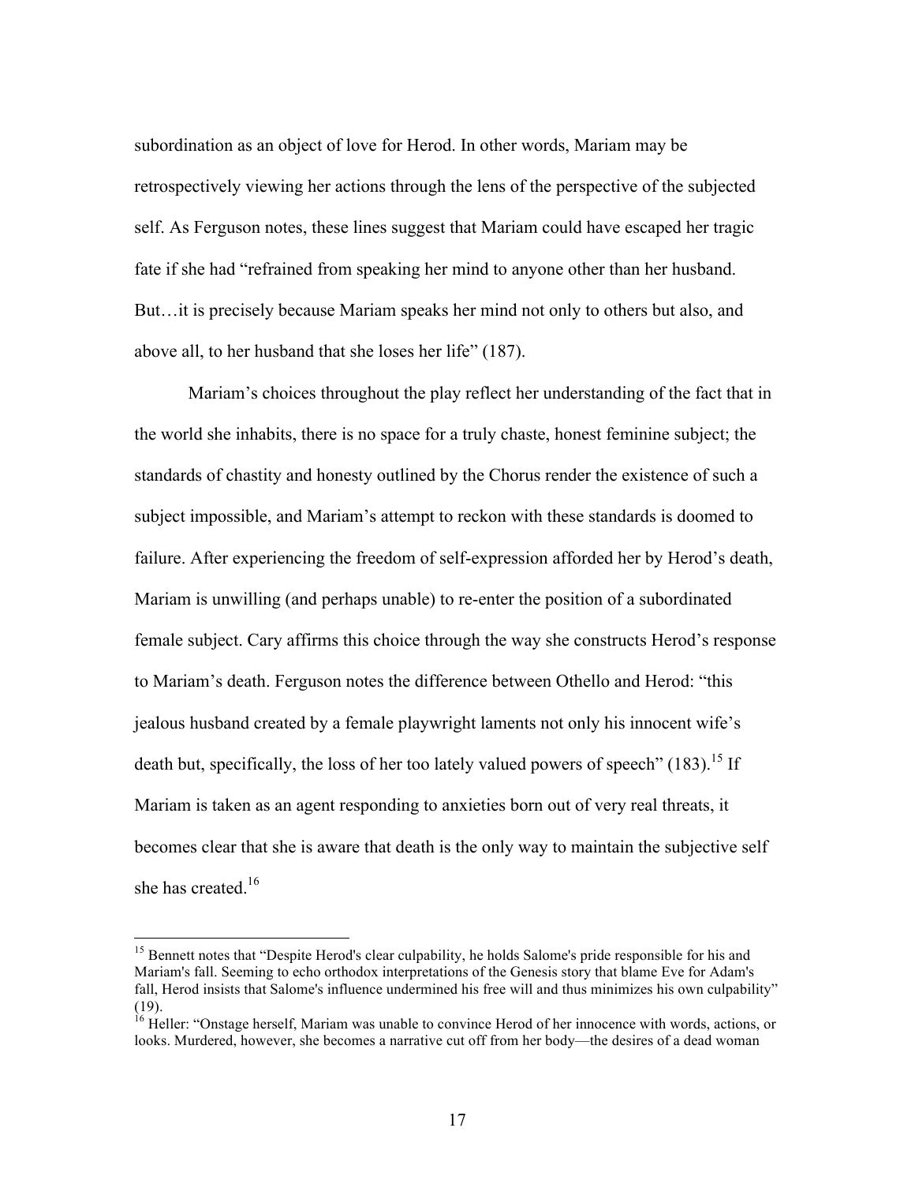subordination as an object of love for Herod. In other words, Mariam may be retrospectively viewing her actions through the lens of the perspective of the subjected self. As Ferguson notes, these lines suggest that Mariam could have escaped her tragic fate if she had "refrained from speaking her mind to anyone other than her husband. But…it is precisely because Mariam speaks her mind not only to others but also, and above all, to her husband that she loses her life" (187).

Mariam's choices throughout the play reflect her understanding of the fact that in the world she inhabits, there is no space for a truly chaste, honest feminine subject; the standards of chastity and honesty outlined by the Chorus render the existence of such a subject impossible, and Mariam's attempt to reckon with these standards is doomed to failure. After experiencing the freedom of self-expression afforded her by Herod's death, Mariam is unwilling (and perhaps unable) to re-enter the position of a subordinated female subject. Cary affirms this choice through the way she constructs Herod's response to Mariam's death. Ferguson notes the difference between Othello and Herod: "this jealous husband created by a female playwright laments not only his innocent wife's death but, specifically, the loss of her too lately valued powers of speech" (183).[15] If Mariam is taken as an agent responding to anxieties born out of very real threats, it becomes clear that she is aware that death is the only way to maintain the subjective self she has created.[16]

---

[15] Bennett notes that "Despite Herod's clear culpability, he holds Salome's pride responsible for his and Mariam's fall. Seeming to echo orthodox interpretations of the Genesis story that blame Eve for Adam's fall, Herod insists that Salome's influence undermined his free will and thus minimizes his own culpability" (19).

[16] Heller: "Onstage herself, Mariam was unable to convince Herod of her innocence with words, actions, or looks. Murdered, however, she becomes a narrative cut off from her body—the desires of a dead woman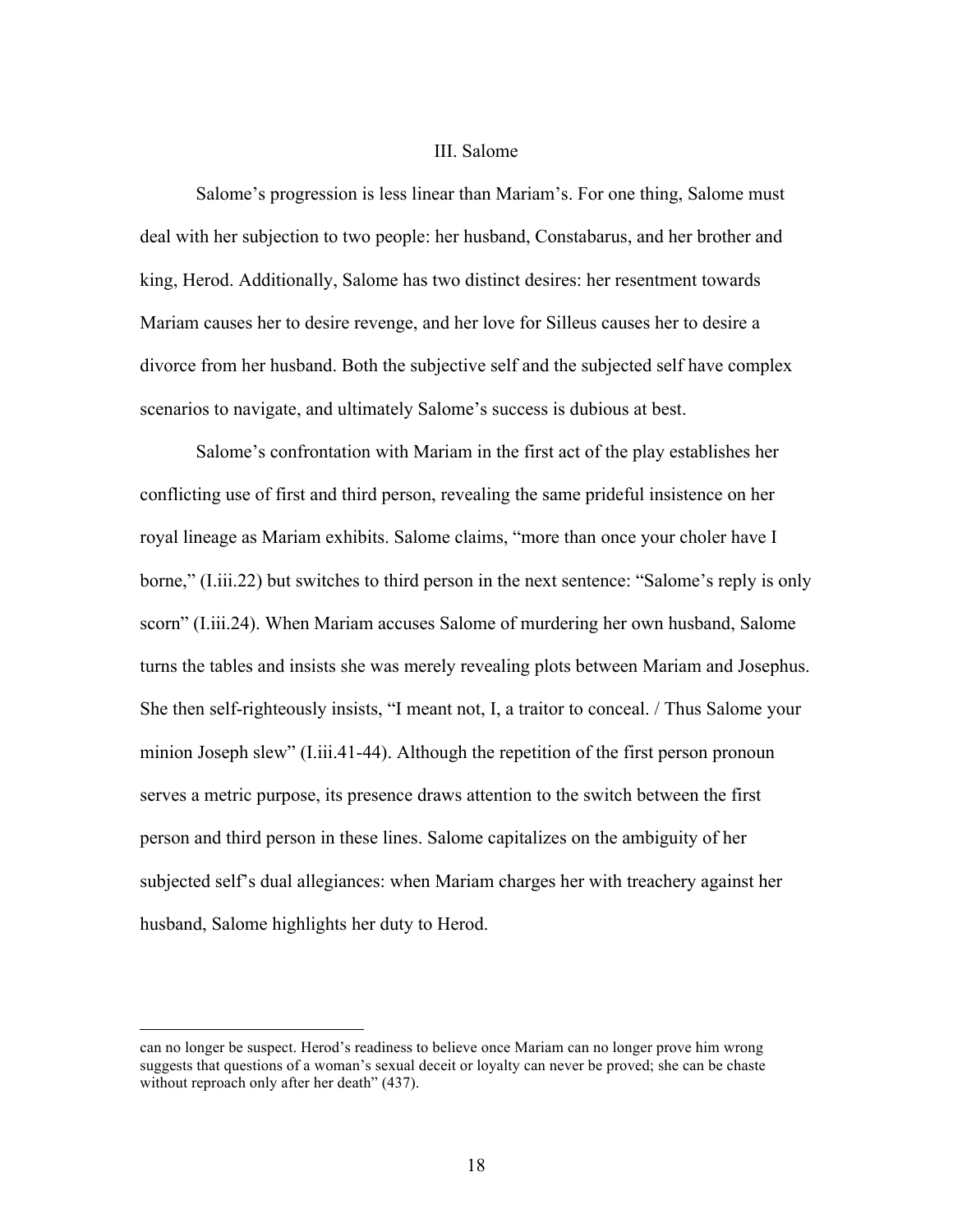## III. Salome

Salome's progression is less linear than Mariam's. For one thing, Salome must deal with her subjection to two people: her husband, Constabarus, and her brother and king, Herod. Additionally, Salome has two distinct desires: her resentment towards Mariam causes her to desire revenge, and her love for Silleus causes her to desire a divorce from her husband. Both the subjective self and the subjected self have complex scenarios to navigate, and ultimately Salome's success is dubious at best.

Salome's confrontation with Mariam in the first act of the play establishes her conflicting use of first and third person, revealing the same prideful insistence on her royal lineage as Mariam exhibits. Salome claims, "more than once your choler have I borne," (I.iii.22) but switches to third person in the next sentence: "Salome's reply is only scorn" (I.iii.24). When Mariam accuses Salome of murdering her own husband, Salome turns the tables and insists she was merely revealing plots between Mariam and Josephus. She then self-righteously insists, "I meant not, I, a traitor to conceal. / Thus Salome your minion Joseph slew" (I.iii.41-44). Although the repetition of the first person pronoun serves a metric purpose, its presence draws attention to the switch between the first person and third person in these lines. Salome capitalizes on the ambiguity of her subjected self's dual allegiances: when Mariam charges her with treachery against her husband, Salome highlights her duty to Herod.

---

can no longer be suspect. Herod's readiness to believe once Mariam can no longer prove him wrong suggests that questions of a woman's sexual deceit or loyalty can never be proved; she can be chaste without reproach only after her death" (437).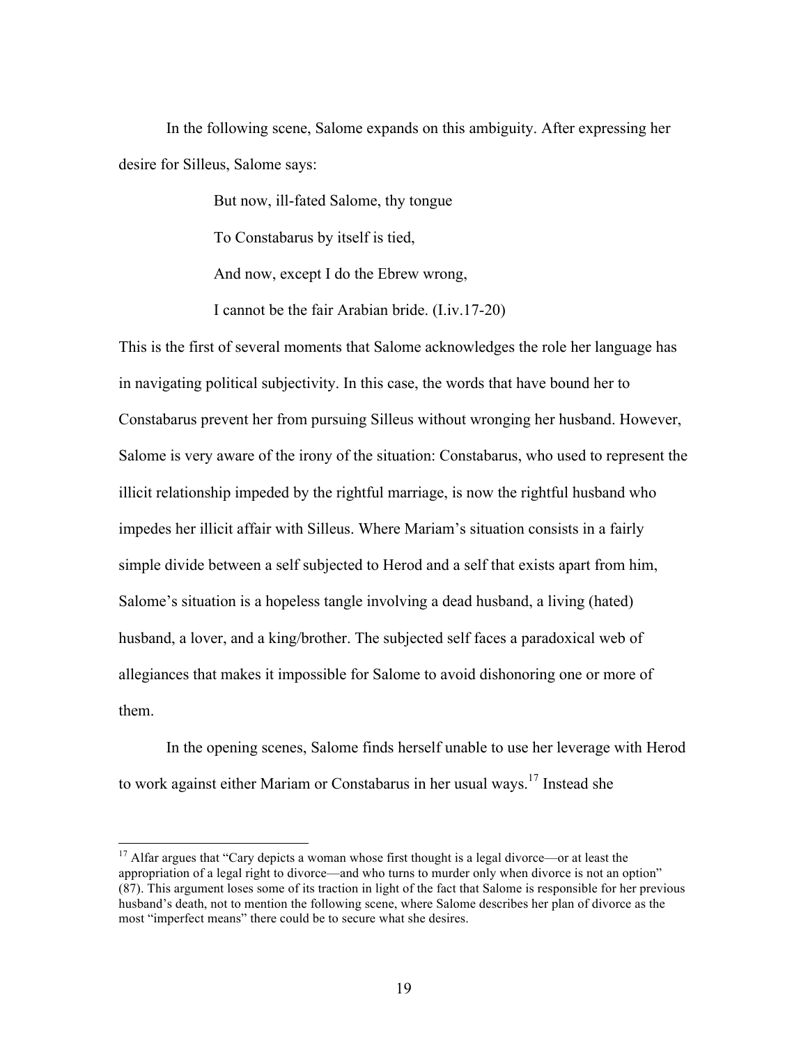In the following scene, Salome expands on this ambiguity. After expressing her desire for Silleus, Salome says:

> But now, ill-fated Salome, thy tongue
>
> To Constabarus by itself is tied,
>
> And now, except I do the Ebrew wrong,
>
> I cannot be the fair Arabian bride. (I.iv.17-20)

This is the first of several moments that Salome acknowledges the role her language has in navigating political subjectivity. In this case, the words that have bound her to Constabarus prevent her from pursuing Silleus without wronging her husband. However, Salome is very aware of the irony of the situation: Constabarus, who used to represent the illicit relationship impeded by the rightful marriage, is now the rightful husband who impedes her illicit affair with Silleus. Where Mariam's situation consists in a fairly simple divide between a self subjected to Herod and a self that exists apart from him, Salome's situation is a hopeless tangle involving a dead husband, a living (hated) husband, a lover, and a king/brother. The subjected self faces a paradoxical web of allegiances that makes it impossible for Salome to avoid dishonoring one or more of them.

In the opening scenes, Salome finds herself unable to use her leverage with Herod to work against either Mariam or Constabarus in her usual ways.[17] Instead she

---

[17] Alfar argues that "Cary depicts a woman whose first thought is a legal divorce—or at least the appropriation of a legal right to divorce—and who turns to murder only when divorce is not an option" (87). This argument loses some of its traction in light of the fact that Salome is responsible for her previous husband's death, not to mention the following scene, where Salome describes her plan of divorce as the most "imperfect means" there could be to secure what she desires.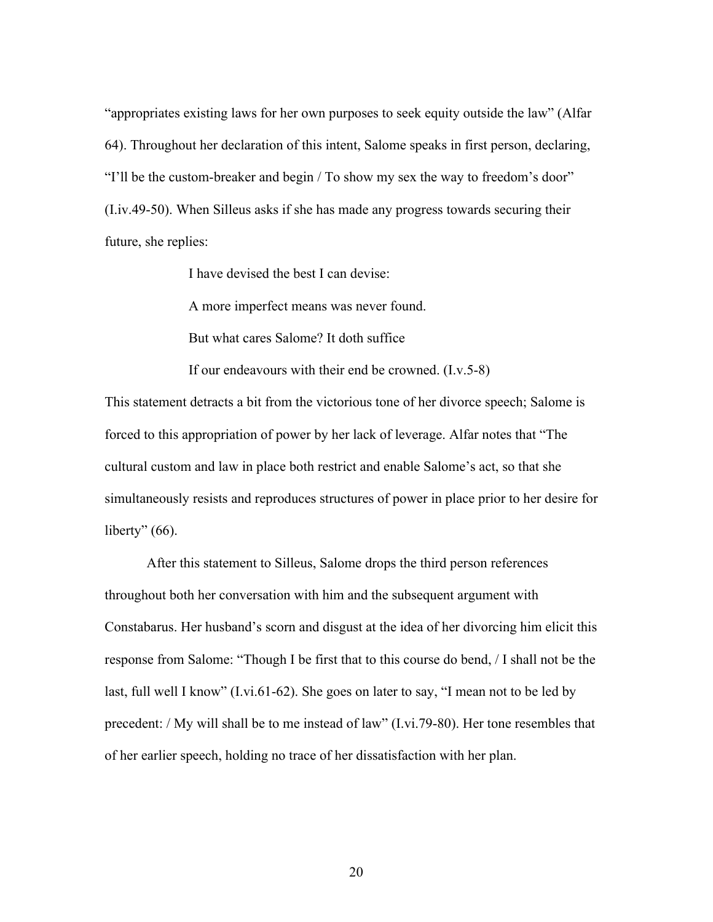"appropriates existing laws for her own purposes to seek equity outside the law" (Alfar 64). Throughout her declaration of this intent, Salome speaks in first person, declaring, "I'll be the custom-breaker and begin / To show my sex the way to freedom's door" (I.iv.49-50). When Silleus asks if she has made any progress towards securing their future, she replies:

> I have devised the best I can devise:
>
> A more imperfect means was never found.
>
> But what cares Salome? It doth suffice
>
> If our endeavours with their end be crowned. (I.v.5-8)

This statement detracts a bit from the victorious tone of her divorce speech; Salome is forced to this appropriation of power by her lack of leverage. Alfar notes that "The cultural custom and law in place both restrict and enable Salome's act, so that she simultaneously resists and reproduces structures of power in place prior to her desire for liberty" (66).

After this statement to Silleus, Salome drops the third person references throughout both her conversation with him and the subsequent argument with Constabarus. Her husband's scorn and disgust at the idea of her divorcing him elicit this response from Salome: "Though I be first that to this course do bend, / I shall not be the last, full well I know" (I.vi.61-62). She goes on later to say, "I mean not to be led by precedent: / My will shall be to me instead of law" (I.vi.79-80). Her tone resembles that of her earlier speech, holding no trace of her dissatisfaction with her plan.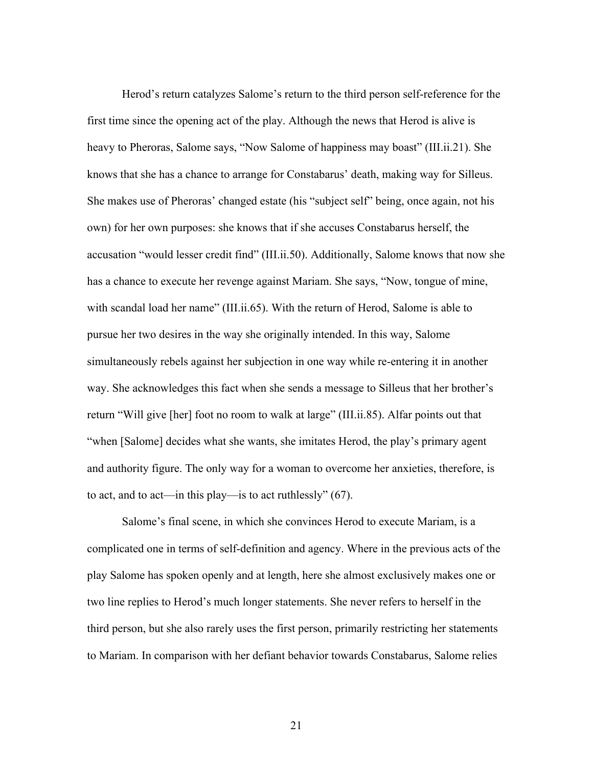Herod's return catalyzes Salome's return to the third person self-reference for the first time since the opening act of the play. Although the news that Herod is alive is heavy to Pheroras, Salome says, "Now Salome of happiness may boast" (III.ii.21). She knows that she has a chance to arrange for Constabarus' death, making way for Silleus. She makes use of Pheroras' changed estate (his "subject self" being, once again, not his own) for her own purposes: she knows that if she accuses Constabarus herself, the accusation "would lesser credit find" (III.ii.50). Additionally, Salome knows that now she has a chance to execute her revenge against Mariam. She says, "Now, tongue of mine, with scandal load her name" (III.ii.65). With the return of Herod, Salome is able to pursue her two desires in the way she originally intended. In this way, Salome simultaneously rebels against her subjection in one way while re-entering it in another way. She acknowledges this fact when she sends a message to Silleus that her brother's return "Will give [her] foot no room to walk at large" (III.ii.85). Alfar points out that "when [Salome] decides what she wants, she imitates Herod, the play's primary agent and authority figure. The only way for a woman to overcome her anxieties, therefore, is to act, and to act—in this play—is to act ruthlessly" (67).

Salome's final scene, in which she convinces Herod to execute Mariam, is a complicated one in terms of self-definition and agency. Where in the previous acts of the play Salome has spoken openly and at length, here she almost exclusively makes one or two line replies to Herod's much longer statements. She never refers to herself in the third person, but she also rarely uses the first person, primarily restricting her statements to Mariam. In comparison with her defiant behavior towards Constabarus, Salome relies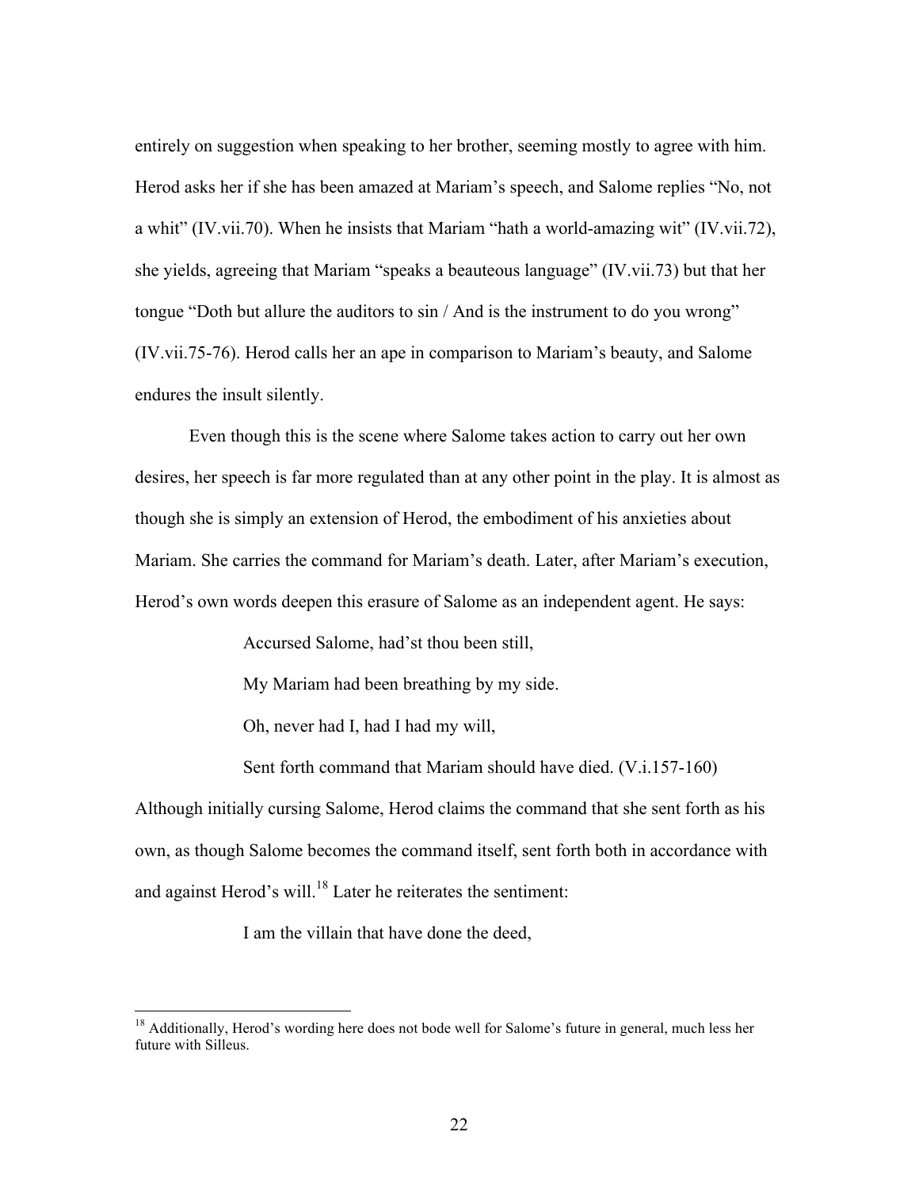entirely on suggestion when speaking to her brother, seeming mostly to agree with him. Herod asks her if she has been amazed at Mariam's speech, and Salome replies "No, not a whit" (IV.vii.70). When he insists that Mariam "hath a world-amazing wit" (IV.vii.72), she yields, agreeing that Mariam "speaks a beauteous language" (IV.vii.73) but that her tongue "Doth but allure the auditors to sin / And is the instrument to do you wrong" (IV.vii.75-76). Herod calls her an ape in comparison to Mariam's beauty, and Salome endures the insult silently.

Even though this is the scene where Salome takes action to carry out her own desires, her speech is far more regulated than at any other point in the play. It is almost as though she is simply an extension of Herod, the embodiment of his anxieties about Mariam. She carries the command for Mariam's death. Later, after Mariam's execution, Herod's own words deepen this erasure of Salome as an independent agent. He says:

> Accursed Salome, had'st thou been still,
>
> My Mariam had been breathing by my side.
>
> Oh, never had I, had I had my will,
>
> Sent forth command that Mariam should have died. (V.i.157-160)

Although initially cursing Salome, Herod claims the command that she sent forth as his own, as though Salome becomes the command itself, sent forth both in accordance with and against Herod's will.[18] Later he reiterates the sentiment:

> I am the villain that have done the deed,

[18] Additionally, Herod's wording here does not bode well for Salome's future in general, much less her future with Silleus.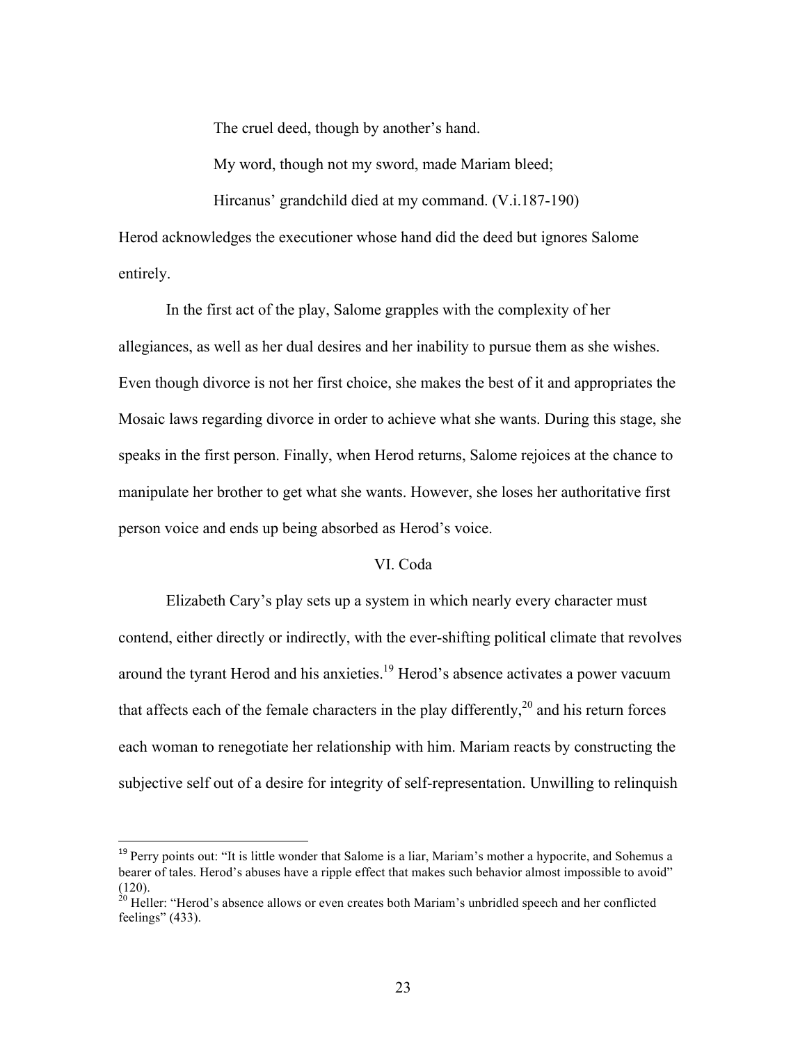> The cruel deed, though by another's hand.
>
> My word, though not my sword, made Mariam bleed;
>
> Hircanus' grandchild died at my command. (V.i.187-190)

Herod acknowledges the executioner whose hand did the deed but ignores Salome entirely.

In the first act of the play, Salome grapples with the complexity of her allegiances, as well as her dual desires and her inability to pursue them as she wishes. Even though divorce is not her first choice, she makes the best of it and appropriates the Mosaic laws regarding divorce in order to achieve what she wants. During this stage, she speaks in the first person. Finally, when Herod returns, Salome rejoices at the chance to manipulate her brother to get what she wants. However, she loses her authoritative first person voice and ends up being absorbed as Herod's voice.

## VI. Coda

Elizabeth Cary's play sets up a system in which nearly every character must contend, either directly or indirectly, with the ever-shifting political climate that revolves around the tyrant Herod and his anxieties.[19] Herod's absence activates a power vacuum that affects each of the female characters in the play differently,[20] and his return forces each woman to renegotiate her relationship with him. Mariam reacts by constructing the subjective self out of a desire for integrity of self-representation. Unwilling to relinquish

---

[19] Perry points out: "It is little wonder that Salome is a liar, Mariam's mother a hypocrite, and Sohemus a bearer of tales. Herod's abuses have a ripple effect that makes such behavior almost impossible to avoid" (120).

[20] Heller: "Herod's absence allows or even creates both Mariam's unbridled speech and her conflicted feelings" (433).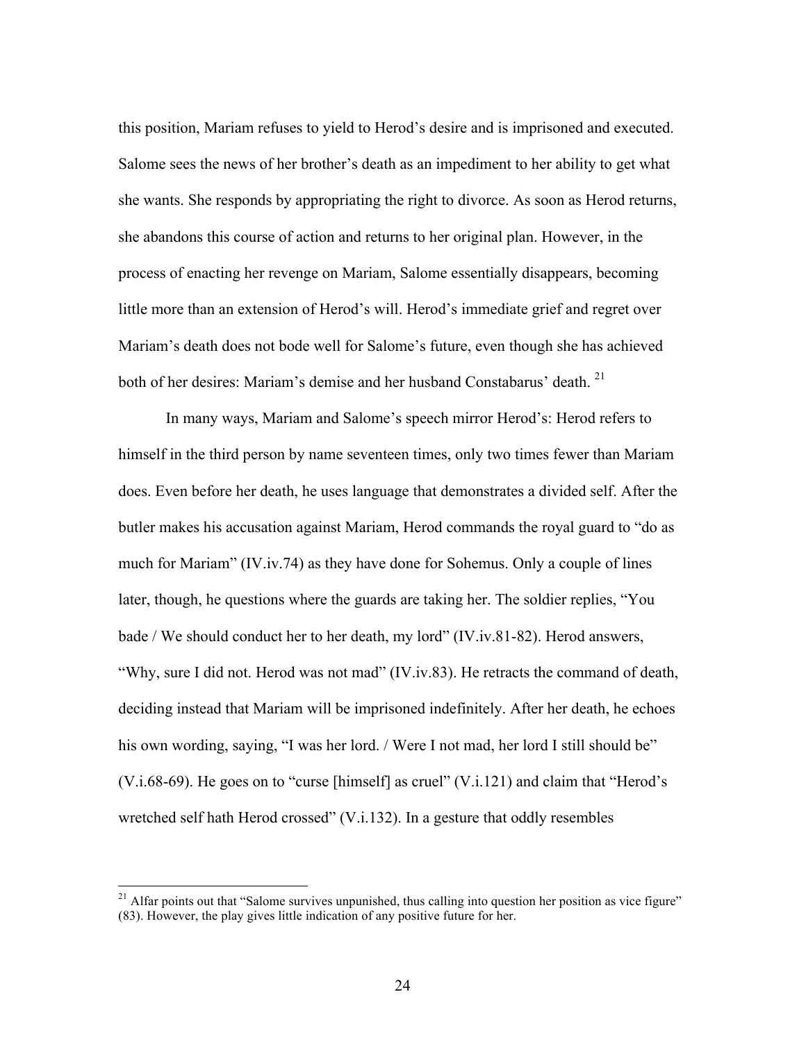this position, Mariam refuses to yield to Herod's desire and is imprisoned and executed. Salome sees the news of her brother's death as an impediment to her ability to get what she wants. She responds by appropriating the right to divorce. As soon as Herod returns, she abandons this course of action and returns to her original plan. However, in the process of enacting her revenge on Mariam, Salome essentially disappears, becoming little more than an extension of Herod's will. Herod's immediate grief and regret over Mariam's death does not bode well for Salome's future, even though she has achieved both of her desires: Mariam's demise and her husband Constabarus' death. [21]

In many ways, Mariam and Salome's speech mirror Herod's: Herod refers to himself in the third person by name seventeen times, only two times fewer than Mariam does. Even before her death, he uses language that demonstrates a divided self. After the butler makes his accusation against Mariam, Herod commands the royal guard to "do as much for Mariam" (IV.iv.74) as they have done for Sohemus. Only a couple of lines later, though, he questions where the guards are taking her. The soldier replies, "You bade / We should conduct her to her death, my lord" (IV.iv.81-82). Herod answers, "Why, sure I did not. Herod was not mad" (IV.iv.83). He retracts the command of death, deciding instead that Mariam will be imprisoned indefinitely. After her death, he echoes his own wording, saying, "I was her lord. / Were I not mad, her lord I still should be" (V.i.68-69). He goes on to "curse [himself] as cruel" (V.i.121) and claim that "Herod's wretched self hath Herod crossed" (V.i.132). In a gesture that oddly resembles

---

[21] Alfar points out that "Salome survives unpunished, thus calling into question her position as vice figure" (83). However, the play gives little indication of any positive future for her.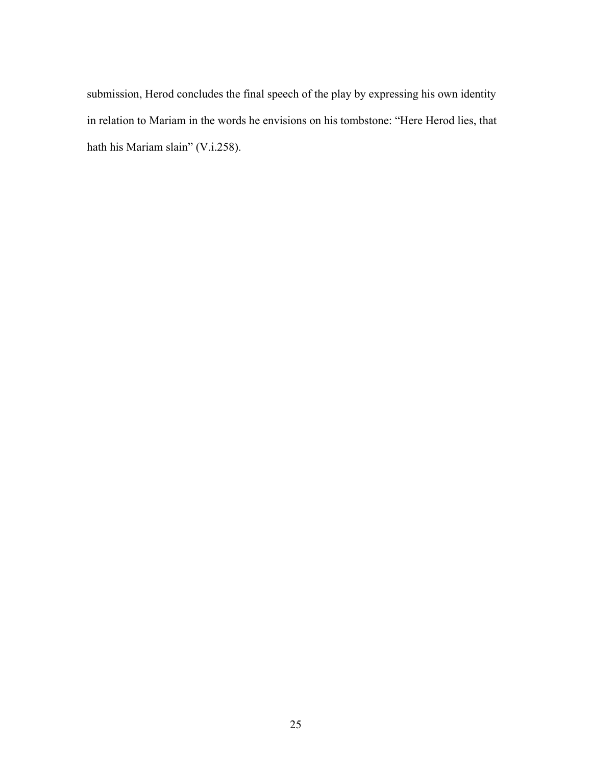submission, Herod concludes the final speech of the play by expressing his own identity in relation to Mariam in the words he envisions on his tombstone: "Here Herod lies, that hath his Mariam slain" (V.i.258).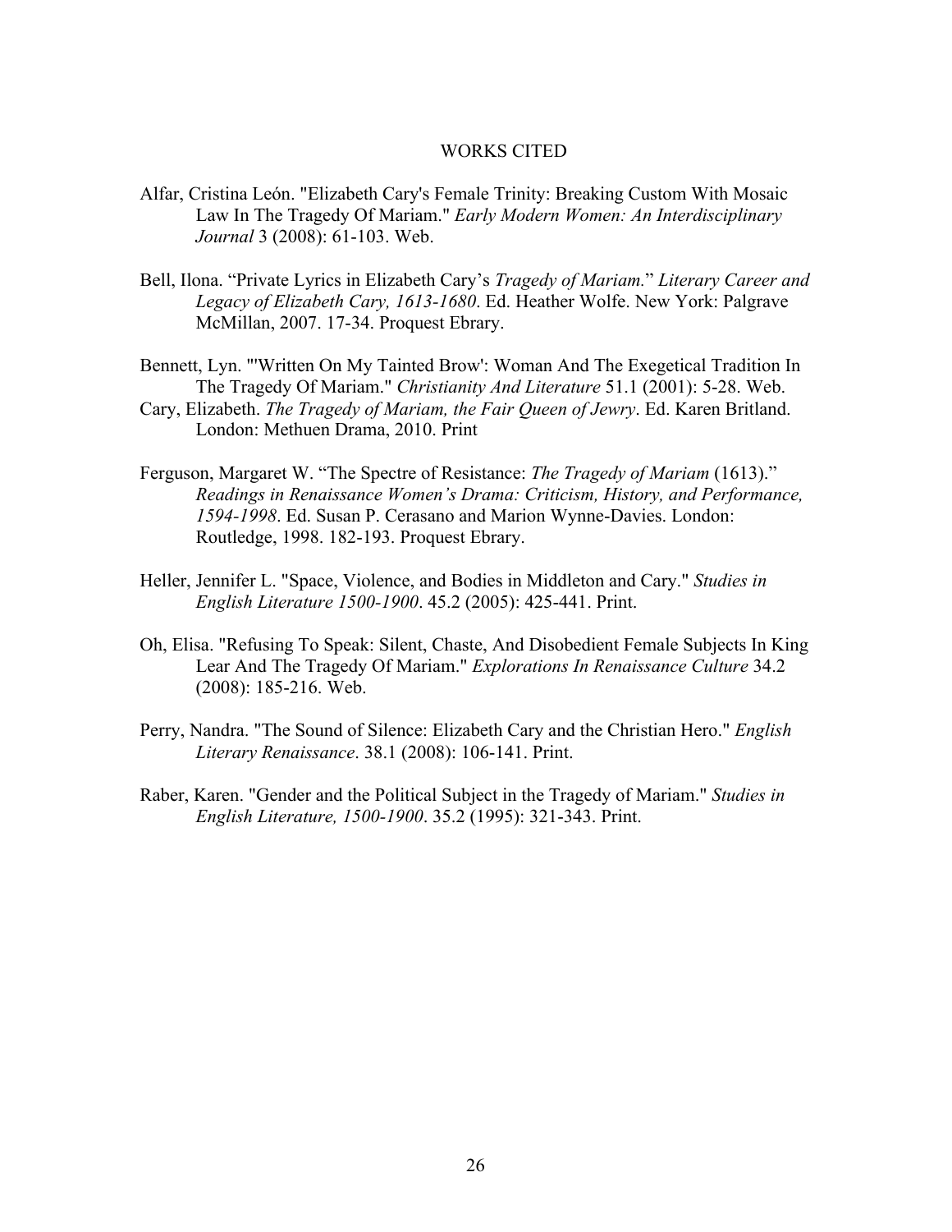# WORKS CITED

Alfar, Cristina León. "Elizabeth Cary's Female Trinity: Breaking Custom With Mosaic Law In The Tragedy Of Mariam." *Early Modern Women: An Interdisciplinary Journal* 3 (2008): 61-103. Web.

Bell, Ilona. "Private Lyrics in Elizabeth Cary's *Tragedy of Mariam.*" *Literary Career and Legacy of Elizabeth Cary, 1613-1680*. Ed. Heather Wolfe. New York: Palgrave McMillan, 2007. 17-34. Proquest Ebrary.

Bennett, Lyn. "'Written On My Tainted Brow': Woman And The Exegetical Tradition In The Tragedy Of Mariam." *Christianity And Literature* 51.1 (2001): 5-28. Web.

Cary, Elizabeth. *The Tragedy of Mariam, the Fair Queen of Jewry*. Ed. Karen Britland. London: Methuen Drama, 2010. Print

Ferguson, Margaret W. "The Spectre of Resistance: *The Tragedy of Mariam* (1613)." *Readings in Renaissance Women's Drama: Criticism, History, and Performance, 1594-1998*. Ed. Susan P. Cerasano and Marion Wynne-Davies. London: Routledge, 1998. 182-193. Proquest Ebrary.

Heller, Jennifer L. "Space, Violence, and Bodies in Middleton and Cary." *Studies in English Literature 1500-1900*. 45.2 (2005): 425-441. Print.

Oh, Elisa. "Refusing To Speak: Silent, Chaste, And Disobedient Female Subjects In King Lear And The Tragedy Of Mariam." *Explorations In Renaissance Culture* 34.2 (2008): 185-216. Web.

Perry, Nandra. "The Sound of Silence: Elizabeth Cary and the Christian Hero." *English Literary Renaissance*. 38.1 (2008): 106-141. Print.

Raber, Karen. "Gender and the Political Subject in the Tragedy of Mariam." *Studies in English Literature, 1500-1900*. 35.2 (1995): 321-343. Print.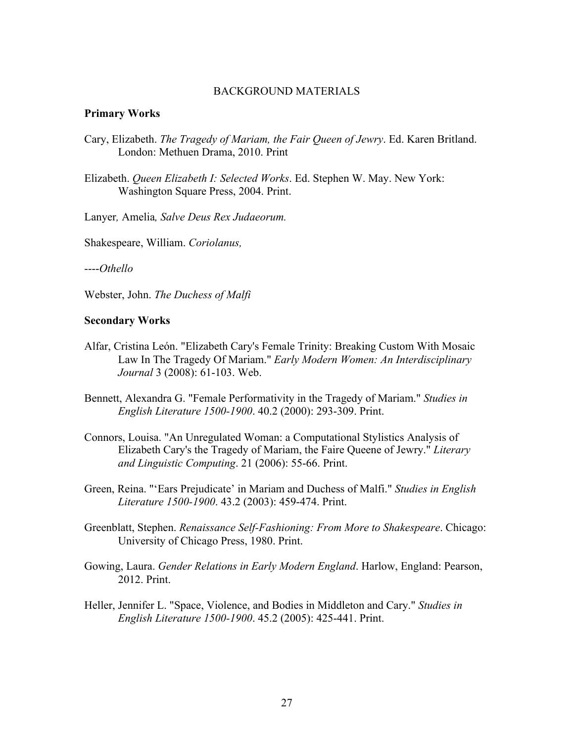# BACKGROUND MATERIALS

**Primary Works**

Cary, Elizabeth. *The Tragedy of Mariam, the Fair Queen of Jewry*. Ed. Karen Britland. London: Methuen Drama, 2010. Print

Elizabeth. *Queen Elizabeth I: Selected Works*. Ed. Stephen W. May. New York: Washington Square Press, 2004. Print.

Lanyer*,* Amelia*, Salve Deus Rex Judaeorum.*

Shakespeare, William. *Coriolanus,*

----*Othello*

Webster, John. *The Duchess of Malfi*

**Secondary Works**

Alfar, Cristina León. "Elizabeth Cary's Female Trinity: Breaking Custom With Mosaic Law In The Tragedy Of Mariam." *Early Modern Women: An Interdisciplinary Journal* 3 (2008): 61-103. Web.

Bennett, Alexandra G. "Female Performativity in the Tragedy of Mariam." *Studies in English Literature 1500-1900*. 40.2 (2000): 293-309. Print.

Connors, Louisa. "An Unregulated Woman: a Computational Stylistics Analysis of Elizabeth Cary's the Tragedy of Mariam, the Faire Queene of Jewry." *Literary and Linguistic Computing*. 21 (2006): 55-66. Print.

Green, Reina. "'Ears Prejudicate' in Mariam and Duchess of Malfi." *Studies in English Literature 1500-1900*. 43.2 (2003): 459-474. Print.

Greenblatt, Stephen. *Renaissance Self-Fashioning: From More to Shakespeare*. Chicago: University of Chicago Press, 1980. Print.

Gowing, Laura. *Gender Relations in Early Modern England*. Harlow, England: Pearson, 2012. Print.

Heller, Jennifer L. "Space, Violence, and Bodies in Middleton and Cary." *Studies in English Literature 1500-1900*. 45.2 (2005): 425-441. Print.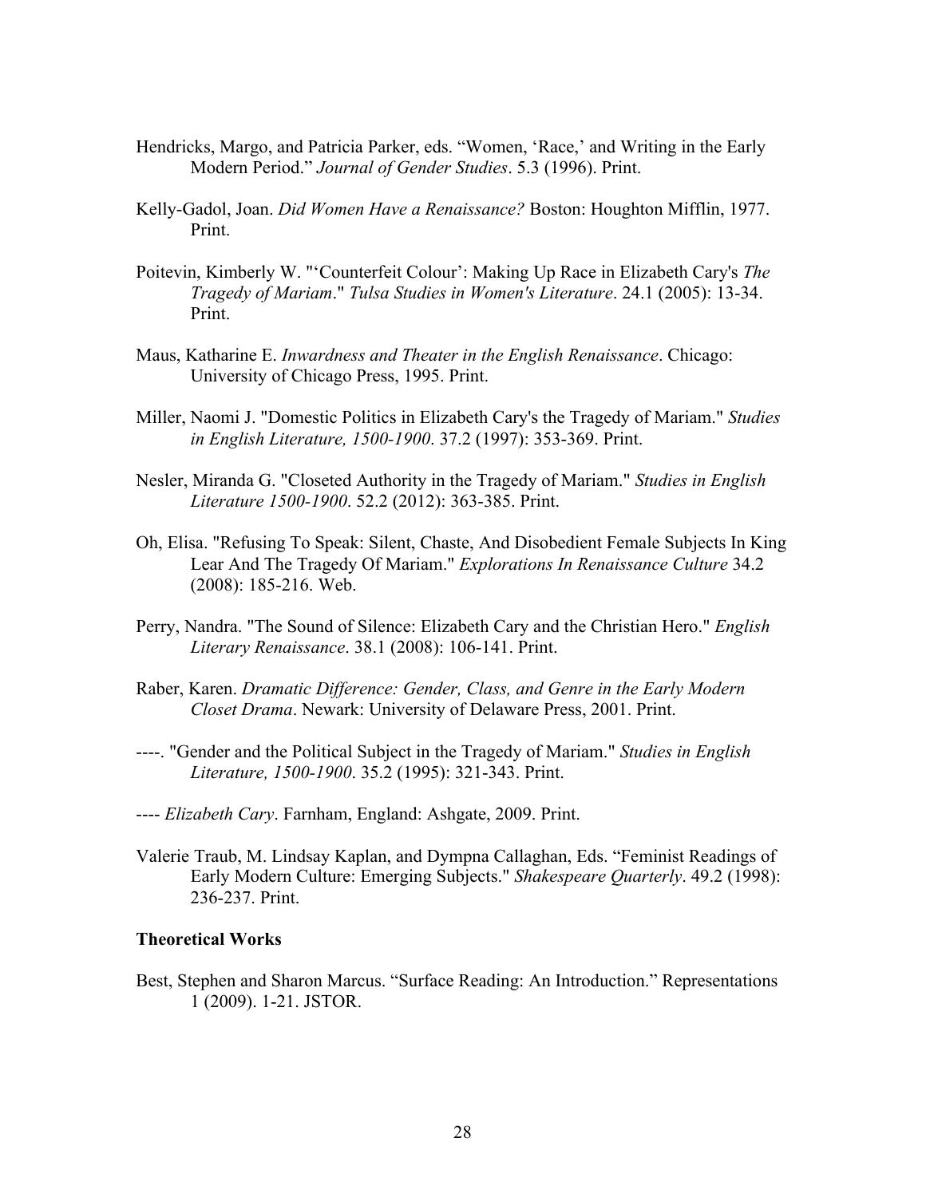Hendricks, Margo, and Patricia Parker, eds. “Women, ‘Race,’ and Writing in the Early Modern Period.” *Journal of Gender Studies*. 5.3 (1996). Print.

Kelly-Gadol, Joan. *Did Women Have a Renaissance?* Boston: Houghton Mifflin, 1977. Print.

Poitevin, Kimberly W. "‘Counterfeit Colour’: Making Up Race in Elizabeth Cary's *The Tragedy of Mariam*." *Tulsa Studies in Women's Literature*. 24.1 (2005): 13-34. Print.

Maus, Katharine E. *Inwardness and Theater in the English Renaissance*. Chicago: University of Chicago Press, 1995. Print.

Miller, Naomi J. "Domestic Politics in Elizabeth Cary's the Tragedy of Mariam." *Studies in English Literature, 1500-1900*. 37.2 (1997): 353-369. Print.

Nesler, Miranda G. "Closeted Authority in the Tragedy of Mariam." *Studies in English Literature 1500-1900*. 52.2 (2012): 363-385. Print.

Oh, Elisa. "Refusing To Speak: Silent, Chaste, And Disobedient Female Subjects In King Lear And The Tragedy Of Mariam." *Explorations In Renaissance Culture* 34.2 (2008): 185-216. Web.

Perry, Nandra. "The Sound of Silence: Elizabeth Cary and the Christian Hero." *English Literary Renaissance*. 38.1 (2008): 106-141. Print.

Raber, Karen. *Dramatic Difference: Gender, Class, and Genre in the Early Modern Closet Drama*. Newark: University of Delaware Press, 2001. Print.

----. "Gender and the Political Subject in the Tragedy of Mariam." *Studies in English Literature, 1500-1900*. 35.2 (1995): 321-343. Print.

---- *Elizabeth Cary*. Farnham, England: Ashgate, 2009. Print.

Valerie Traub, M. Lindsay Kaplan, and Dympna Callaghan, Eds. “Feminist Readings of Early Modern Culture: Emerging Subjects." *Shakespeare Quarterly*. 49.2 (1998): 236-237. Print.

**Theoretical Works**

Best, Stephen and Sharon Marcus. “Surface Reading: An Introduction.” Representations 1 (2009). 1-21. JSTOR.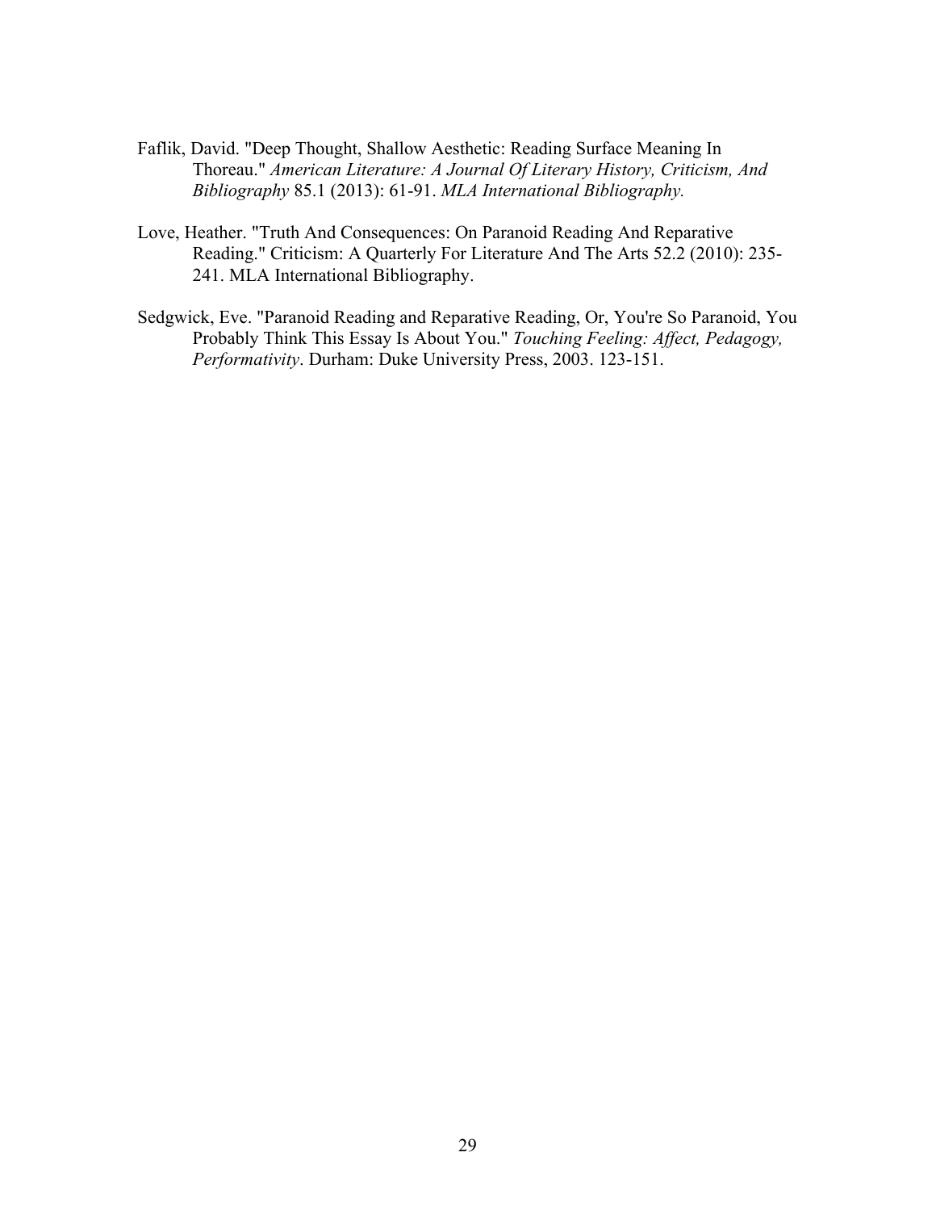Faflik, David. "Deep Thought, Shallow Aesthetic: Reading Surface Meaning In Thoreau." *American Literature: A Journal Of Literary History, Criticism, And Bibliography* 85.1 (2013): 61-91. *MLA International Bibliography.*

Love, Heather. "Truth And Consequences: On Paranoid Reading And Reparative Reading." Criticism: A Quarterly For Literature And The Arts 52.2 (2010): 235-241. MLA International Bibliography.

Sedgwick, Eve. "Paranoid Reading and Reparative Reading, Or, You're So Paranoid, You Probably Think This Essay Is About You." *Touching Feeling: Affect, Pedagogy, Performativity*. Durham: Duke University Press, 2003. 123-151.